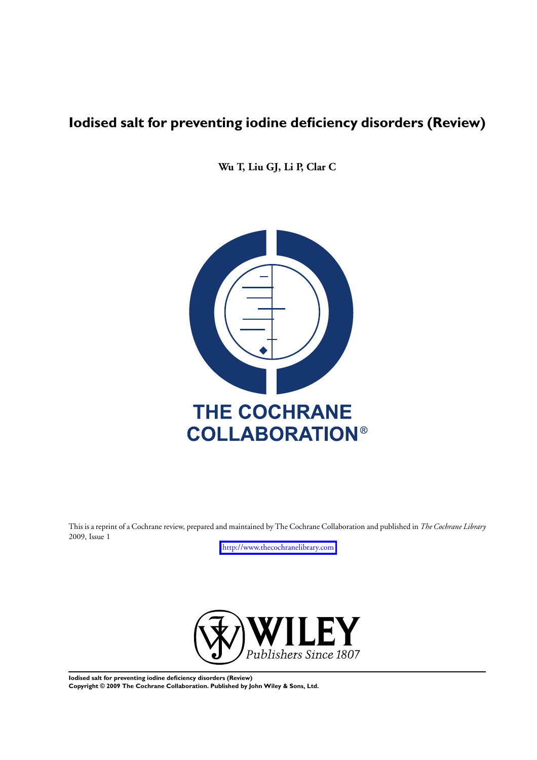# Iodised salt for preventing iodine deficiency disorders (Review)

**Wu T, Liu GJ, Li P, Clar C**

THE COCHRANE COLLABORATION®

This is a reprint of a Cochrane review, prepared and maintained by The Cochrane Collaboration and published in *The Cochrane Library* 2009, Issue 1

http://www.thecochranelibrary.com

WILEY
*Publishers Since 1807*

**Iodised salt for preventing iodine deficiency disorders (Review)**
**Copyright © 2009 The Cochrane Collaboration. Published by John Wiley & Sons, Ltd.**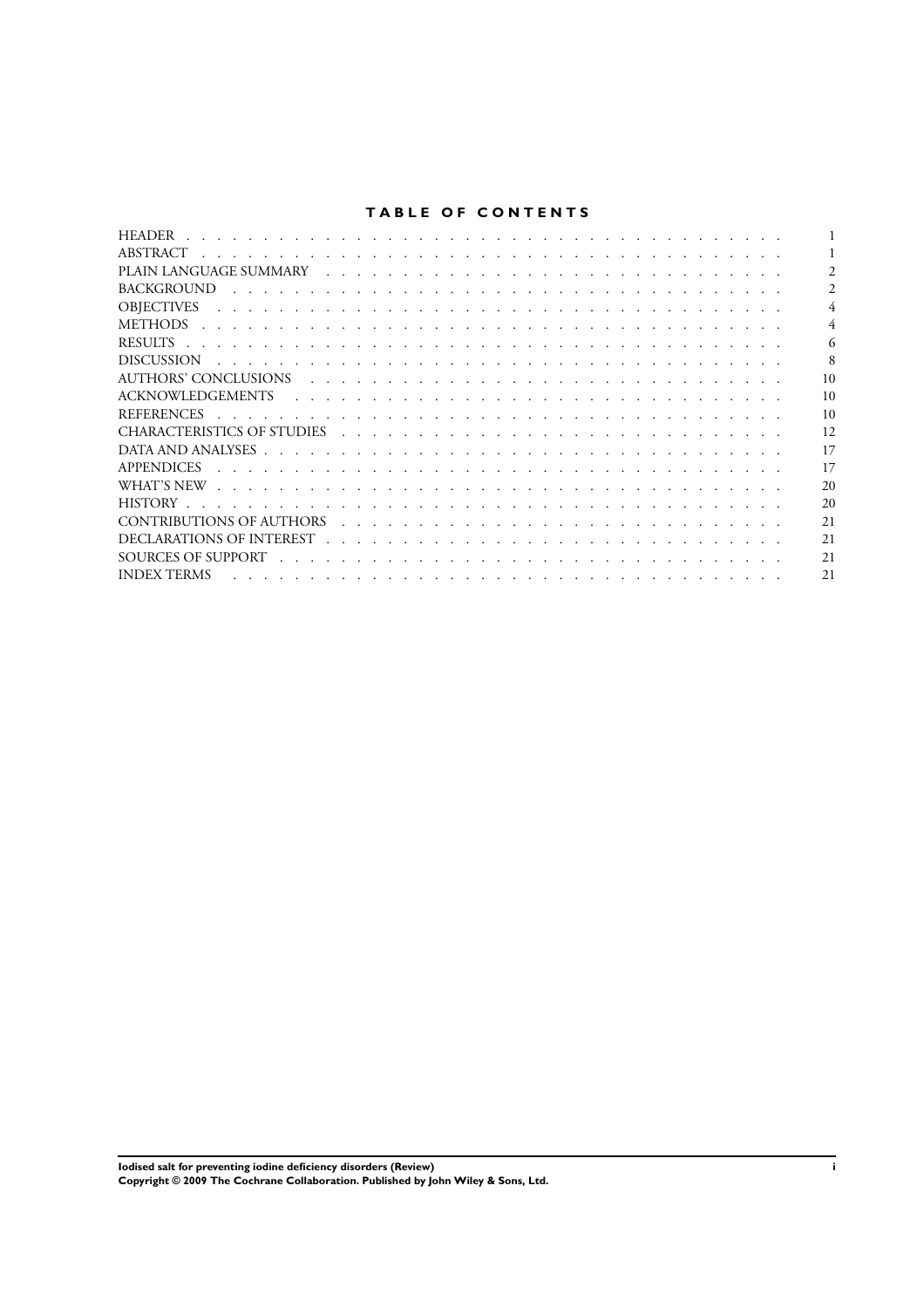## TABLE OF CONTENTS

| | |
|---|---|
| HEADER | 1 |
| ABSTRACT | 1 |
| PLAIN LANGUAGE SUMMARY | 2 |
| BACKGROUND | 2 |
| OBJECTIVES | 4 |
| METHODS | 4 |
| RESULTS | 6 |
| DISCUSSION | 8 |
| AUTHORS' CONCLUSIONS | 10 |
| ACKNOWLEDGEMENTS | 10 |
| REFERENCES | 10 |
| CHARACTERISTICS OF STUDIES | 12 |
| DATA AND ANALYSES | 17 |
| APPENDICES | 17 |
| WHAT'S NEW | 20 |
| HISTORY | 20 |
| CONTRIBUTIONS OF AUTHORS | 21 |
| DECLARATIONS OF INTEREST | 21 |
| SOURCES OF SUPPORT | 21 |
| INDEX TERMS | 21 |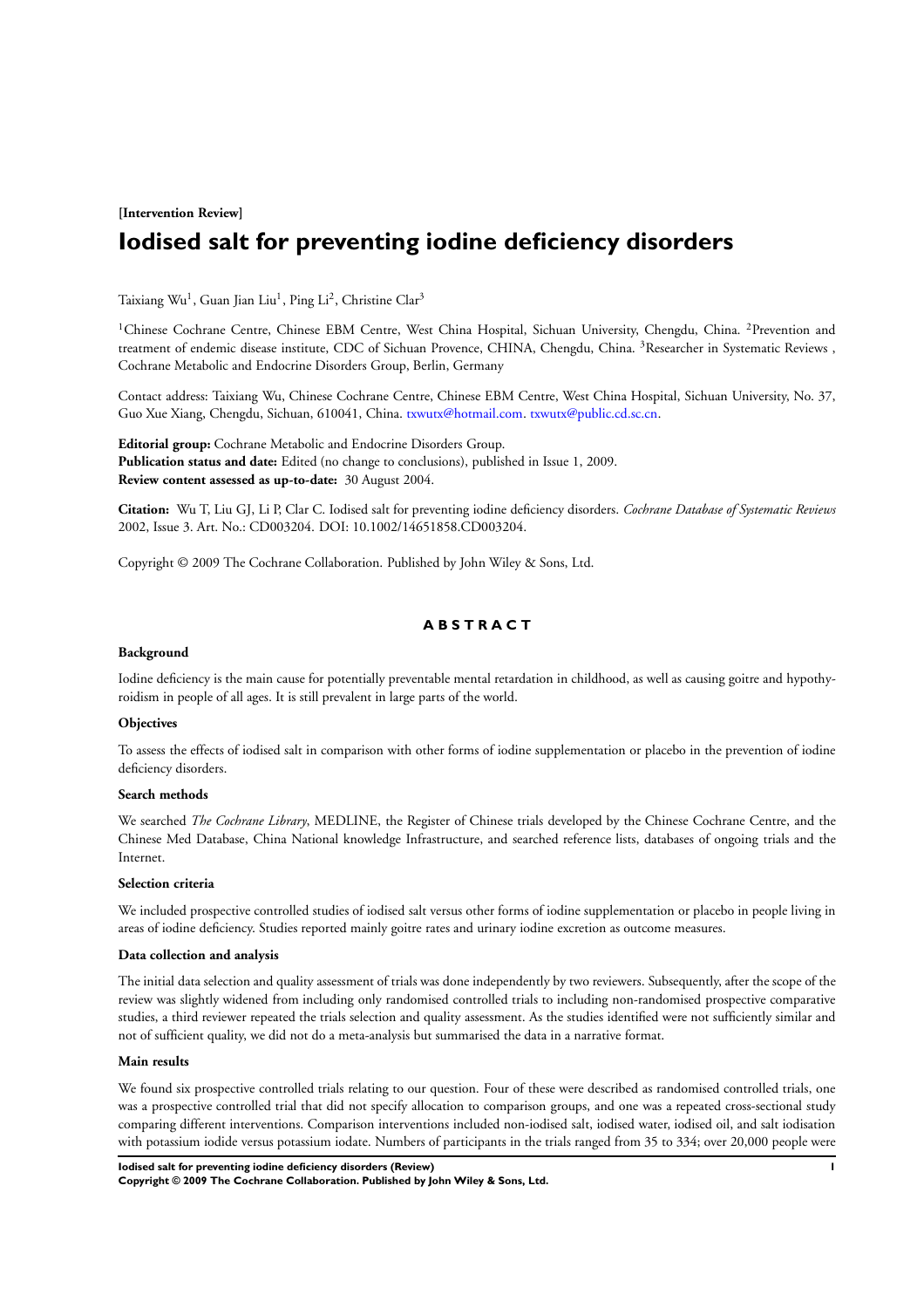**[Intervention Review]**

# Iodised salt for preventing iodine deficiency disorders

Taixiang Wu[1], Guan Jian Liu[1], Ping Li[2], Christine Clar[3]

[1]Chinese Cochrane Centre, Chinese EBM Centre, West China Hospital, Sichuan University, Chengdu, China. [2]Prevention and treatment of endemic disease institute, CDC of Sichuan Provence, CHINA, Chengdu, China. [3]Researcher in Systematic Reviews , Cochrane Metabolic and Endocrine Disorders Group, Berlin, Germany

Contact address: Taixiang Wu, Chinese Cochrane Centre, Chinese EBM Centre, West China Hospital, Sichuan University, No. 37, Guo Xue Xiang, Chengdu, Sichuan, 610041, China. txwutx@hotmail.com. txwutx@public.cd.sc.cn.

**Editorial group:** Cochrane Metabolic and Endocrine Disorders Group.
**Publication status and date:** Edited (no change to conclusions), published in Issue 1, 2009.
**Review content assessed as up-to-date:** 30 August 2004.

**Citation:** Wu T, Liu GJ, Li P, Clar C. Iodised salt for preventing iodine deficiency disorders. *Cochrane Database of Systematic Reviews* 2002, Issue 3. Art. No.: CD003204. DOI: 10.1002/14651858.CD003204.

Copyright © 2009 The Cochrane Collaboration. Published by John Wiley & Sons, Ltd.

## ABSTRACT

### Background

Iodine deficiency is the main cause for potentially preventable mental retardation in childhood, as well as causing goitre and hypothyroidism in people of all ages. It is still prevalent in large parts of the world.

### Objectives

To assess the effects of iodised salt in comparison with other forms of iodine supplementation or placebo in the prevention of iodine deficiency disorders.

### Search methods

We searched *The Cochrane Library*, MEDLINE, the Register of Chinese trials developed by the Chinese Cochrane Centre, and the Chinese Med Database, China National knowledge Infrastructure, and searched reference lists, databases of ongoing trials and the Internet.

### Selection criteria

We included prospective controlled studies of iodised salt versus other forms of iodine supplementation or placebo in people living in areas of iodine deficiency. Studies reported mainly goitre rates and urinary iodine excretion as outcome measures.

### Data collection and analysis

The initial data selection and quality assessment of trials was done independently by two reviewers. Subsequently, after the scope of the review was slightly widened from including only randomised controlled trials to including non-randomised prospective comparative studies, a third reviewer repeated the trials selection and quality assessment. As the studies identified were not sufficiently similar and not of sufficient quality, we did not do a meta-analysis but summarised the data in a narrative format.

### Main results

We found six prospective controlled trials relating to our question. Four of these were described as randomised controlled trials, one was a prospective controlled trial that did not specify allocation to comparison groups, and one was a repeated cross-sectional study comparing different interventions. Comparison interventions included non-iodised salt, iodised water, iodised oil, and salt iodisation with potassium iodide versus potassium iodate. Numbers of participants in the trials ranged from 35 to 334; over 20,000 people were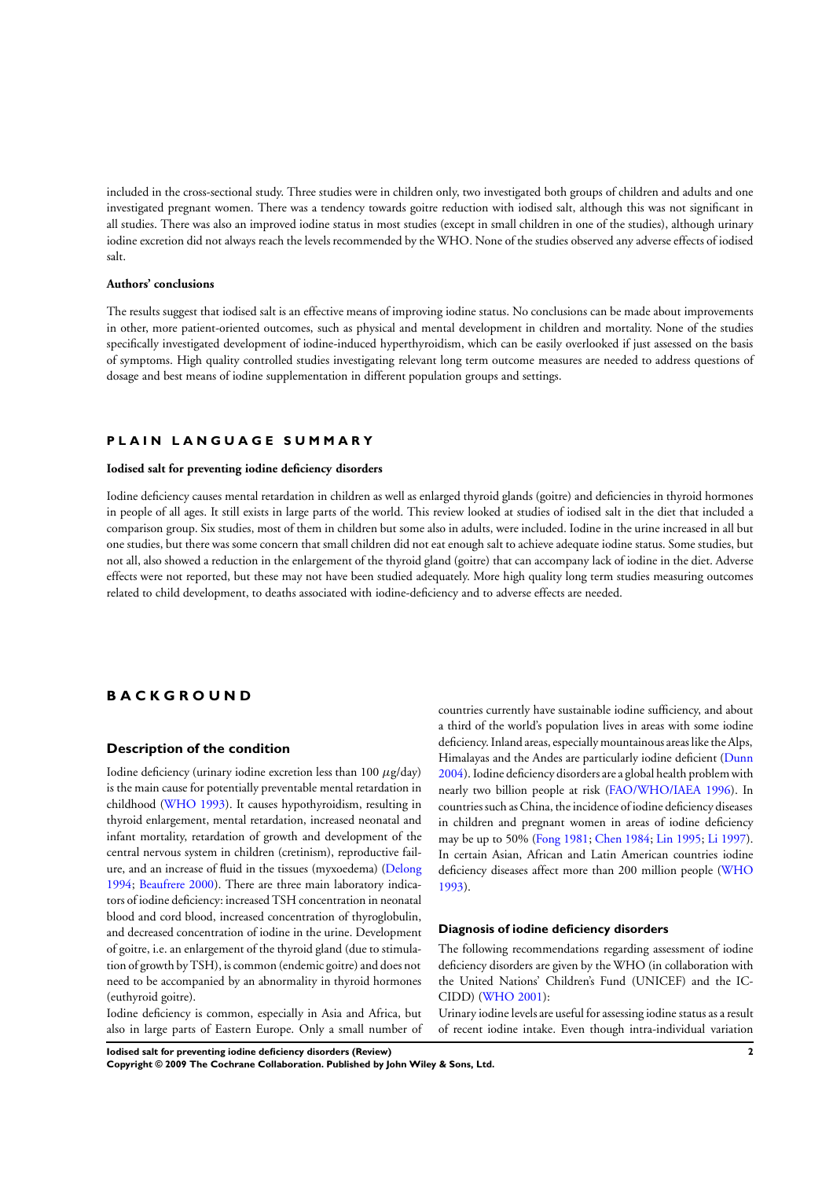included in the cross-sectional study. Three studies were in children only, two investigated both groups of children and adults and one investigated pregnant women. There was a tendency towards goitre reduction with iodised salt, although this was not significant in all studies. There was also an improved iodine status in most studies (except in small children in one of the studies), although urinary iodine excretion did not always reach the levels recommended by the WHO. None of the studies observed any adverse effects of iodised salt.

#### Authors' conclusions

The results suggest that iodised salt is an effective means of improving iodine status. No conclusions can be made about improvements in other, more patient-oriented outcomes, such as physical and mental development in children and mortality. None of the studies specifically investigated development of iodine-induced hyperthyroidism, which can be easily overlooked if just assessed on the basis of symptoms. High quality controlled studies investigating relevant long term outcome measures are needed to address questions of dosage and best means of iodine supplementation in different population groups and settings.

## PLAIN LANGUAGE SUMMARY

#### Iodised salt for preventing iodine deficiency disorders

Iodine deficiency causes mental retardation in children as well as enlarged thyroid glands (goitre) and deficiencies in thyroid hormones in people of all ages. It still exists in large parts of the world. This review looked at studies of iodised salt in the diet that included a comparison group. Six studies, most of them in children but some also in adults, were included. Iodine in the urine increased in all but one studies, but there was some concern that small children did not eat enough salt to achieve adequate iodine status. Some studies, but not all, also showed a reduction in the enlargement of the thyroid gland (goitre) that can accompany lack of iodine in the diet. Adverse effects were not reported, but these may not have been studied adequately. More high quality long term studies measuring outcomes related to child development, to deaths associated with iodine-deficiency and to adverse effects are needed.

## BACKGROUND

### Description of the condition

Iodine deficiency (urinary iodine excretion less than 100 $\mu$g/day) is the main cause for potentially preventable mental retardation in childhood (WHO 1993). It causes hypothyroidism, resulting in thyroid enlargement, mental retardation, increased neonatal and infant mortality, retardation of growth and development of the central nervous system in children (cretinism), reproductive failure, and an increase of fluid in the tissues (myxoedema) (Delong 1994; Beaufrere 2000). There are three main laboratory indicators of iodine deficiency: increased TSH concentration in neonatal blood and cord blood, increased concentration of thyroglobulin, and decreased concentration of iodine in the urine. Development of goitre, i.e. an enlargement of the thyroid gland (due to stimulation of growth by TSH), is common (endemic goitre) and does not need to be accompanied by an abnormality in thyroid hormones (euthyroid goitre).

Iodine deficiency is common, especially in Asia and Africa, but also in large parts of Eastern Europe. Only a small number of countries currently have sustainable iodine sufficiency, and about a third of the world's population lives in areas with some iodine deficiency. Inland areas, especially mountainous areas like the Alps, Himalayas and the Andes are particularly iodine deficient (Dunn 2004). Iodine deficiency disorders are a global health problem with nearly two billion people at risk (FAO/WHO/IAEA 1996). In countries such as China, the incidence of iodine deficiency diseases in children and pregnant women in areas of iodine deficiency may be up to 50% (Fong 1981; Chen 1984; Lin 1995; Li 1997). In certain Asian, African and Latin American countries iodine deficiency diseases affect more than 200 million people (WHO 1993).

### Diagnosis of iodine deficiency disorders

The following recommendations regarding assessment of iodine deficiency disorders are given by the WHO (in collaboration with the United Nations' Children's Fund (UNICEF) and the ICCIDD) (WHO 2001):

Urinary iodine levels are useful for assessing iodine status as a result of recent iodine intake. Even though intra-individual variation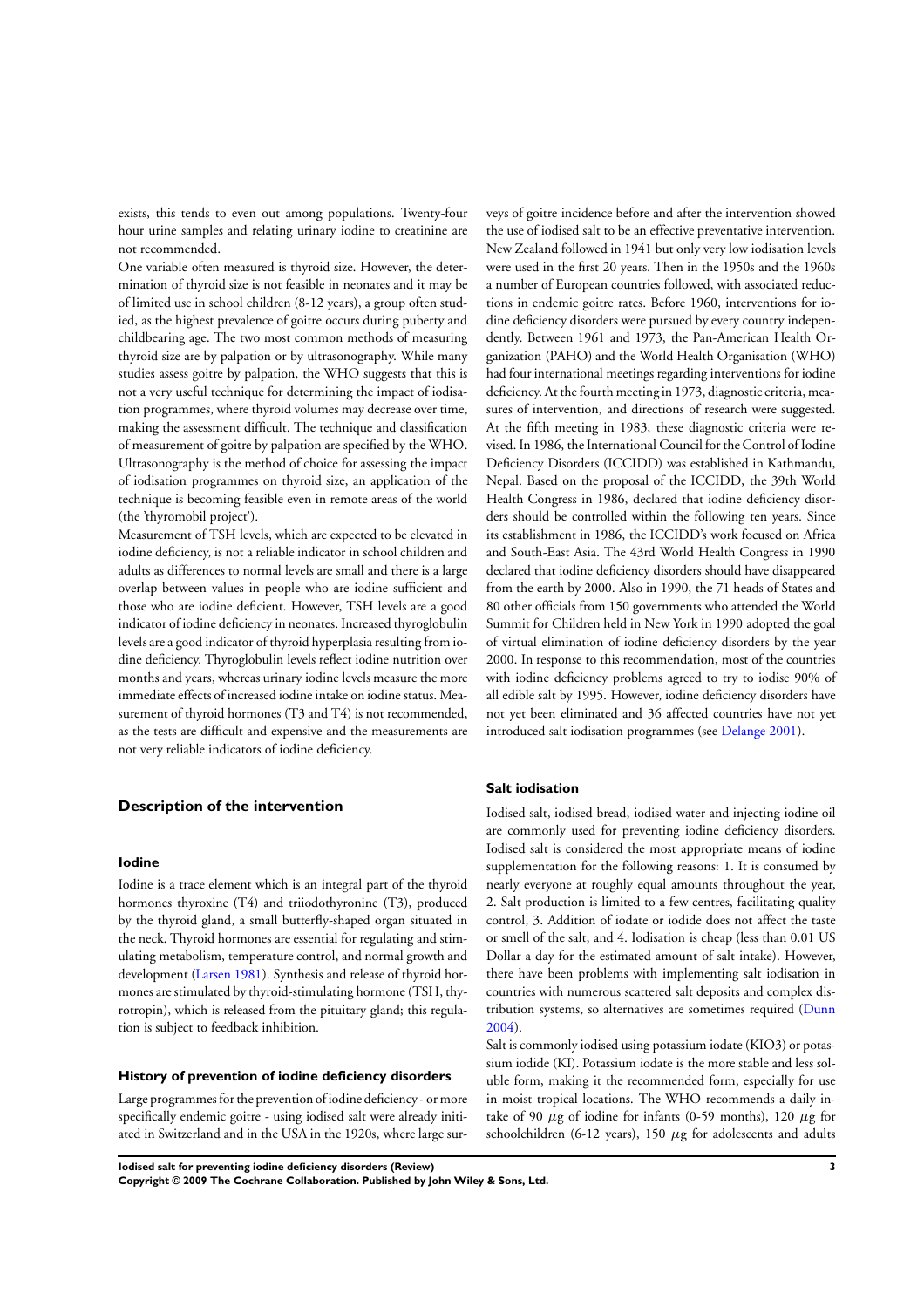exists, this tends to even out among populations. Twenty-four hour urine samples and relating urinary iodine to creatinine are not recommended.

One variable often measured is thyroid size. However, the determination of thyroid size is not feasible in neonates and it may be of limited use in school children (8-12 years), a group often studied, as the highest prevalence of goitre occurs during puberty and childbearing age. The two most common methods of measuring thyroid size are by palpation or by ultrasonography. While many studies assess goitre by palpation, the WHO suggests that this is not a very useful technique for determining the impact of iodisation programmes, where thyroid volumes may decrease over time, making the assessment difficult. The technique and classification of measurement of goitre by palpation are specified by the WHO. Ultrasonography is the method of choice for assessing the impact of iodisation programmes on thyroid size, an application of the technique is becoming feasible even in remote areas of the world (the 'thyromobil project').

Measurement of TSH levels, which are expected to be elevated in iodine deficiency, is not a reliable indicator in school children and adults as differences to normal levels are small and there is a large overlap between values in people who are iodine sufficient and those who are iodine deficient. However, TSH levels are a good indicator of iodine deficiency in neonates. Increased thyroglobulin levels are a good indicator of thyroid hyperplasia resulting from iodine deficiency. Thyroglobulin levels reflect iodine nutrition over months and years, whereas urinary iodine levels measure the more immediate effects of increased iodine intake on iodine status. Measurement of thyroid hormones (T3 and T4) is not recommended, as the tests are difficult and expensive and the measurements are not very reliable indicators of iodine deficiency.

## Description of the intervention

### Iodine

Iodine is a trace element which is an integral part of the thyroid hormones thyroxine (T4) and triiodothyronine (T3), produced by the thyroid gland, a small butterfly-shaped organ situated in the neck. Thyroid hormones are essential for regulating and stimulating metabolism, temperature control, and normal growth and development (Larsen 1981). Synthesis and release of thyroid hormones are stimulated by thyroid-stimulating hormone (TSH, thyrotropin), which is released from the pituitary gland; this regulation is subject to feedback inhibition.

### History of prevention of iodine deficiency disorders

Large programmes for the prevention of iodine deficiency - or more specifically endemic goitre - using iodised salt were already initiated in Switzerland and in the USA in the 1920s, where large surveys of goitre incidence before and after the intervention showed the use of iodised salt to be an effective preventative intervention. New Zealand followed in 1941 but only very low iodisation levels were used in the first 20 years. Then in the 1950s and the 1960s a number of European countries followed, with associated reductions in endemic goitre rates. Before 1960, interventions for iodine deficiency disorders were pursued by every country independently. Between 1961 and 1973, the Pan-American Health Organization (PAHO) and the World Health Organisation (WHO) had four international meetings regarding interventions for iodine deficiency. At the fourth meeting in 1973, diagnostic criteria, measures of intervention, and directions of research were suggested. At the fifth meeting in 1983, these diagnostic criteria were revised. In 1986, the International Council for the Control of Iodine Deficiency Disorders (ICCIDD) was established in Kathmandu, Nepal. Based on the proposal of the ICCIDD, the 39th World Health Congress in 1986, declared that iodine deficiency disorders should be controlled within the following ten years. Since its establishment in 1986, the ICCIDD's work focused on Africa and South-East Asia. The 43rd World Health Congress in 1990 declared that iodine deficiency disorders should have disappeared from the earth by 2000. Also in 1990, the 71 heads of States and 80 other officials from 150 governments who attended the World Summit for Children held in New York in 1990 adopted the goal of virtual elimination of iodine deficiency disorders by the year 2000. In response to this recommendation, most of the countries with iodine deficiency problems agreed to try to iodise 90% of all edible salt by 1995. However, iodine deficiency disorders have not yet been eliminated and 36 affected countries have not yet introduced salt iodisation programmes (see Delange 2001).

### Salt iodisation

Iodised salt, iodised bread, iodised water and injecting iodine oil are commonly used for preventing iodine deficiency disorders. Iodised salt is considered the most appropriate means of iodine supplementation for the following reasons: 1. It is consumed by nearly everyone at roughly equal amounts throughout the year, 2. Salt production is limited to a few centres, facilitating quality control, 3. Addition of iodate or iodide does not affect the taste or smell of the salt, and 4. Iodisation is cheap (less than 0.01 US Dollar a day for the estimated amount of salt intake). However, there have been problems with implementing salt iodisation in countries with numerous scattered salt deposits and complex distribution systems, so alternatives are sometimes required (Dunn 2004).

Salt is commonly iodised using potassium iodate ($KIO_3$) or potassium iodide (KI). Potassium iodate is the more stable and less soluble form, making it the recommended form, especially for use in moist tropical locations. The WHO recommends a daily intake of 90 $\mu$g of iodine for infants (0-59 months), 120 $\mu$g for schoolchildren (6-12 years), 150 $\mu$g for adolescents and adults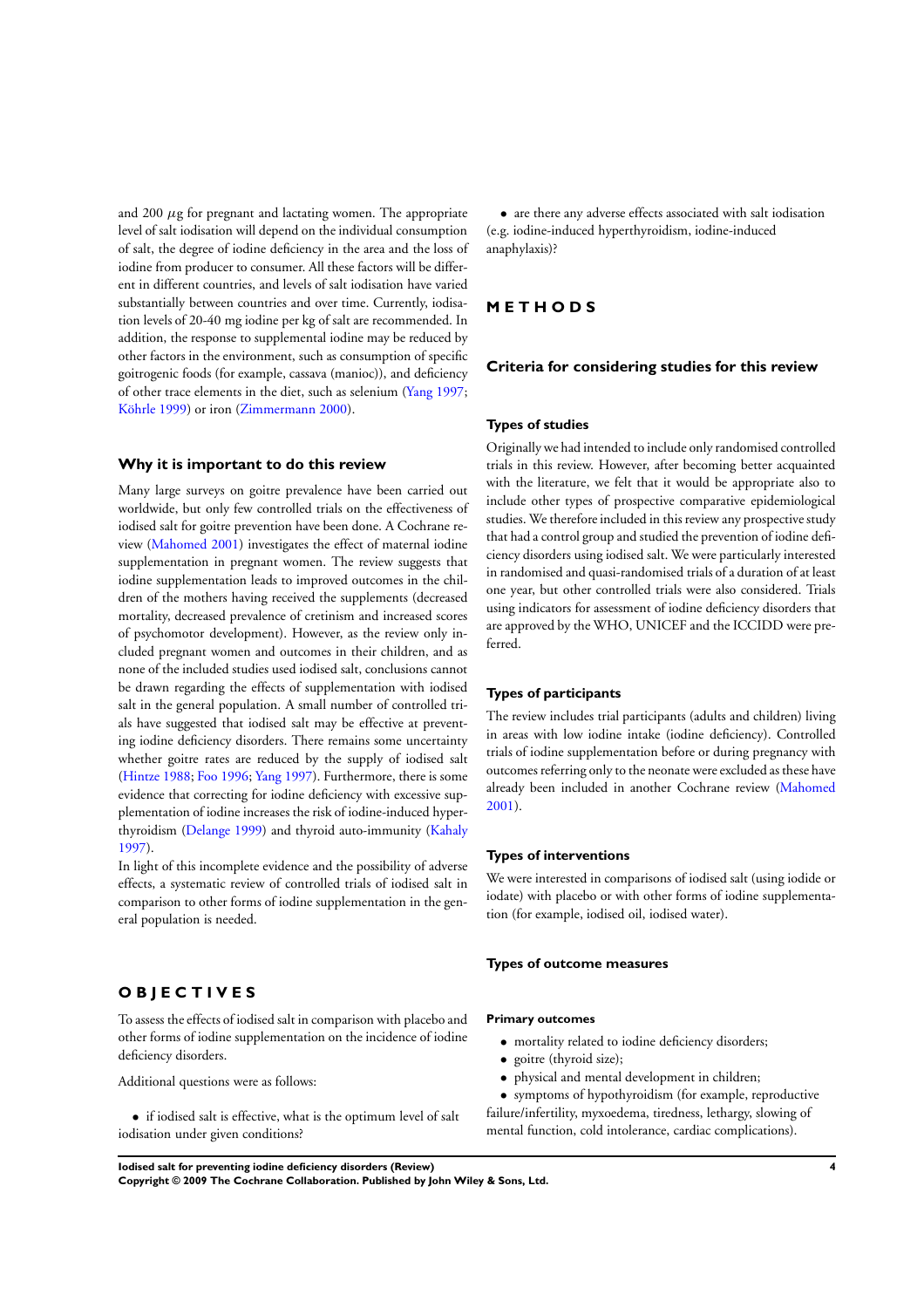and 200 $\mu$g for pregnant and lactating women. The appropriate level of salt iodisation will depend on the individual consumption of salt, the degree of iodine deficiency in the area and the loss of iodine from producer to consumer. All these factors will be different in different countries, and levels of salt iodisation have varied substantially between countries and over time. Currently, iodisation levels of 20-40 mg iodine per kg of salt are recommended. In addition, the response to supplemental iodine may be reduced by other factors in the environment, such as consumption of specific goitrogenic foods (for example, cassava (manioc)), and deficiency of other trace elements in the diet, such as selenium (Yang 1997; Köhrle 1999) or iron (Zimmermann 2000).

### Why it is important to do this review

Many large surveys on goitre prevalence have been carried out worldwide, but only few controlled trials on the effectiveness of iodised salt for goitre prevention have been done. A Cochrane review (Mahomed 2001) investigates the effect of maternal iodine supplementation in pregnant women. The review suggests that iodine supplementation leads to improved outcomes in the children of the mothers having received the supplements (decreased mortality, decreased prevalence of cretinism and increased scores of psychomotor development). However, as the review only included pregnant women and outcomes in their children, and as none of the included studies used iodised salt, conclusions cannot be drawn regarding the effects of supplementation with iodised salt in the general population. A small number of controlled trials have suggested that iodised salt may be effective at preventing iodine deficiency disorders. There remains some uncertainty whether goitre rates are reduced by the supply of iodised salt (Hintze 1988; Foo 1996; Yang 1997). Furthermore, there is some evidence that correcting for iodine deficiency with excessive supplementation of iodine increases the risk of iodine-induced hyperthyroidism (Delange 1999) and thyroid auto-immunity (Kahaly 1997).

In light of this incomplete evidence and the possibility of adverse effects, a systematic review of controlled trials of iodised salt in comparison to other forms of iodine supplementation in the general population is needed.

## OBJECTIVES

To assess the effects of iodised salt in comparison with placebo and other forms of iodine supplementation on the incidence of iodine deficiency disorders.

Additional questions were as follows:

- if iodised salt is effective, what is the optimum level of salt iodisation under given conditions?
- are there any adverse effects associated with salt iodisation (e.g. iodine-induced hyperthyroidism, iodine-induced anaphylaxis)?

## METHODS

### Criteria for considering studies for this review

#### Types of studies

Originally we had intended to include only randomised controlled trials in this review. However, after becoming better acquainted with the literature, we felt that it would be appropriate also to include other types of prospective comparative epidemiological studies. We therefore included in this review any prospective study that had a control group and studied the prevention of iodine deficiency disorders using iodised salt. We were particularly interested in randomised and quasi-randomised trials of a duration of at least one year, but other controlled trials were also considered. Trials using indicators for assessment of iodine deficiency disorders that are approved by the WHO, UNICEF and the ICCIDD were preferred.

#### Types of participants

The review includes trial participants (adults and children) living in areas with low iodine intake (iodine deficiency). Controlled trials of iodine supplementation before or during pregnancy with outcomes referring only to the neonate were excluded as these have already been included in another Cochrane review (Mahomed 2001).

#### Types of interventions

We were interested in comparisons of iodised salt (using iodide or iodate) with placebo or with other forms of iodine supplementation (for example, iodised oil, iodised water).

#### Types of outcome measures

##### Primary outcomes

- mortality related to iodine deficiency disorders;
- goitre (thyroid size);
- physical and mental development in children;
- symptoms of hypothyroidism (for example, reproductive failure/infertility, myxoedema, tiredness, lethargy, slowing of mental function, cold intolerance, cardiac complications).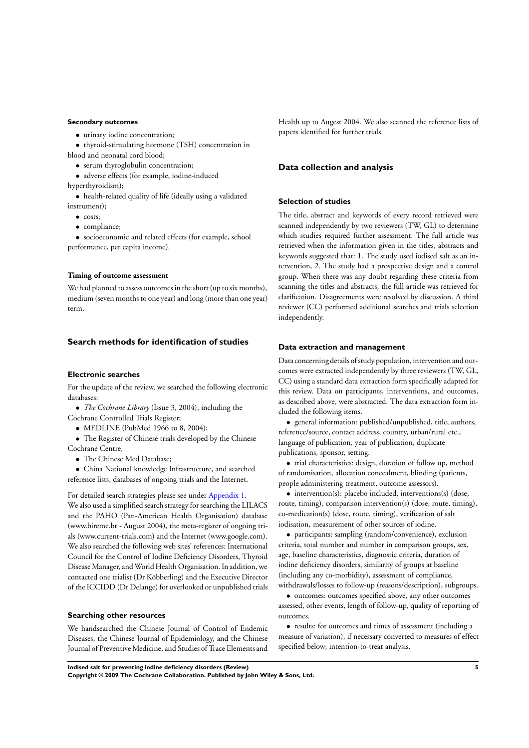### Secondary outcomes

- urinary iodine concentration;
- thyroid-stimulating hormone (TSH) concentration in blood and neonatal cord blood;
- serum thyroglobulin concentration;
- adverse effects (for example, iodine-induced hyperthyroidism);
- health-related quality of life (ideally using a validated instrument);
- costs;
- compliance;
- socioeconomic and related effects (for example, school performance, per capita income).

#### Timing of outcome assessment

We had planned to assess outcomes in the short (up to six months), medium (seven months to one year) and long (more than one year) term.

## Search methods for identification of studies

### Electronic searches

For the update of the review, we searched the following electronic databases:

- *The Cochrane Library* (Issue 3, 2004), including the Cochrane Controlled Trials Register;
- MEDLINE (PubMed 1966 to 8, 2004);
- The Register of Chinese trials developed by the Chinese Cochrane Centre,
- The Chinese Med Database;
- China National knowledge Infrastructure, and searched reference lists, databases of ongoing trials and the Internet.

For detailed search strategies please see under Appendix 1.
We also used a simplified search strategy for searching the LILACS and the PAHO (Pan-American Health Organisation) database (www.bireme.br - August 2004), the meta-register of ongoing trials (www.current-trials.com) and the Internet (www.google.com). We also searched the following web sites' references: International Council for the Control of Iodine Deficiency Disorders, Thyroid Disease Manager, and World Health Organisation. In addition, we contacted one trialist (Dr Köbberling) and the Executive Director of the ICCIDD (Dr Delange) for overlooked or unpublished trials

### Searching other resources

We handsearched the Chinese Journal of Control of Endemic Diseases, the Chinese Journal of Epidemiology, and the Chinese Journal of Preventive Medicine, and Studies of Trace Elements and Health up to Augest 2004. We also scanned the reference lists of papers identified for further trials.

## Data collection and analysis

### Selection of studies

The title, abstract and keywords of every record retrieved were scanned independently by two reviewers (TW, GL) to determine which studies required further assessment. The full article was retrieved when the information given in the titles, abstracts and keywords suggested that: 1. The study used iodised salt as an intervention, 2. The study had a prospective design and a control group. When there was any doubt regarding these criteria from scanning the titles and abstracts, the full article was retrieved for clarification. Disagreements were resolved by discussion. A third reviewer (CC) performed additional searches and trials selection independently.

### Data extraction and management

Data concerning details of study population, intervention and outcomes were extracted independently by three reviewers (TW, GL, CC) using a standard data extraction form specifically adapted for this review. Data on participants, interventions, and outcomes, as described above, were abstracted. The data extraction form included the following items.

- general information: published/unpublished, title, authors, reference/source, contact address, country, urban/rural etc., language of publication, year of publication, duplicate publications, sponsor, setting.
- trial characteristics: design, duration of follow up, method of randomisation, allocation concealment, blinding (patients, people administering treatment, outcome assessors).
- intervention(s): placebo included, interventions(s) (dose, route, timing), comparison intervention(s) (dose, route, timing), co-medication(s) (dose, route, timing), verification of salt iodisation, measurement of other sources of iodine.
- participants: sampling (random/convenience), exclusion criteria, total number and number in comparison groups, sex, age, baseline characteristics, diagnostic criteria, duration of iodine deficiency disorders, similarity of groups at baseline (including any co-morbidity), assessment of compliance, withdrawals/losses to follow-up (reasons/description), subgroups.
- outcomes: outcomes specified above, any other outcomes assessed, other events, length of follow-up, quality of reporting of outcomes.
- results: for outcomes and times of assessment (including a measure of variation), if necessary converted to measures of effect specified below; intention-to-treat analysis.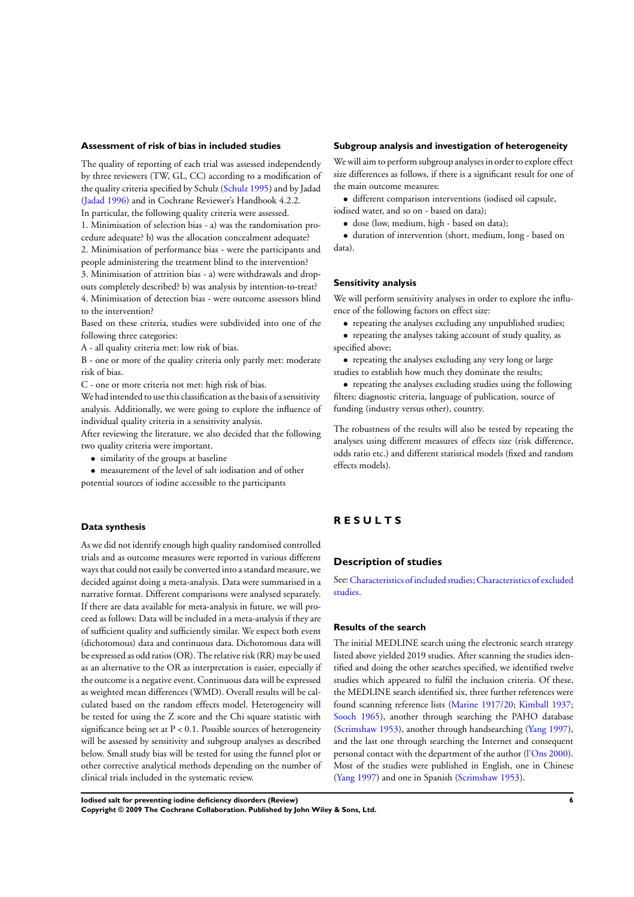### Assessment of risk of bias in included studies

The quality of reporting of each trial was assessed independently by three reviewers (TW, GL, CC) according to a modification of the quality criteria specified by Schulz (Schulz 1995) and by Jadad (Jadad 1996) and in Cochrane Reviewer's Handbook 4.2.2.

In particular, the following quality criteria were assessed.

1. Minimisation of selection bias - a) was the randomisation procedure adequate? b) was the allocation concealment adequate?
2. Minimisation of performance bias - were the participants and people administering the treatment blind to the intervention?
3. Minimisation of attrition bias - a) were withdrawals and drop-outs completely described? b) was analysis by intention-to-treat?
4. Minimisation of detection bias - were outcome assessors blind to the intervention?

Based on these criteria, studies were subdivided into one of the following three categories:

A - all quality criteria met: low risk of bias.

B - one or more of the quality criteria only partly met: moderate risk of bias.

C - one or more criteria not met: high risk of bias.

We had intended to use this classification as the basis of a sensitivity analysis. Additionally, we were going to explore the influence of individual quality criteria in a sensitivity analysis.

After reviewing the literature, we also decided that the following two quality criteria were important.

- similarity of the groups at baseline
- measurement of the level of salt iodisation and of other potential sources of iodine accessible to the participants

### Data synthesis

As we did not identify enough high quality randomised controlled trials and as outcome measures were reported in various different ways that could not easily be converted into a standard measure, we decided against doing a meta-analysis. Data were summarised in a narrative format. Different comparisons were analysed separately. If there are data available for meta-analysis in future, we will proceed as follows: Data will be included in a meta-analysis if they are of sufficient quality and sufficiently similar. We expect both event (dichotomous) data and continuous data. Dichotomous data will be expressed as odd ratios (OR). The relative risk (RR) may be used as an alternative to the OR as interpretation is easier, especially if the outcome is a negative event. Continuous data will be expressed as weighted mean differences (WMD). Overall results will be calculated based on the random effects model. Heterogeneity will be tested for using the Z score and the Chi square statistic with significance being set at $P < 0.1$. Possible sources of heterogeneity will be assessed by sensitivity and subgroup analyses as described below. Small study bias will be tested for using the funnel plot or other corrective analytical methods depending on the number of clinical trials included in the systematic review.

### Subgroup analysis and investigation of heterogeneity

We will aim to perform subgroup analyses in order to explore effect size differences as follows, if there is a significant result for one of the main outcome measures:

- different comparison interventions (iodised oil capsule, iodised water, and so on - based on data);
- dose (low, medium, high - based on data);
- duration of intervention (short, medium, long - based on data).

### Sensitivity analysis

We will perform sensitivity analyses in order to explore the influence of the following factors on effect size:

- repeating the analyses excluding any unpublished studies;
- repeating the analyses taking account of study quality, as specified above;
- repeating the analyses excluding any very long or large studies to establish how much they dominate the results;
- repeating the analyses excluding studies using the following filters: diagnostic criteria, language of publication, source of funding (industry versus other), country.

The robustness of the results will also be tested by repeating the analyses using different measures of effects size (risk difference, odds ratio etc.) and different statistical models (fixed and random effects models).

# RESULTS

## Description of studies

See: Characteristics of included studies; Characteristics of excluded studies.

### Results of the search

The initial MEDLINE search using the electronic search strategy listed above yielded 2019 studies. After scanning the studies identified and doing the other searches specified, we identified twelve studies which appeared to fulfil the inclusion criteria. Of these, the MEDLINE search identified six, three further references were found scanning reference lists (Marine 1917/20; Kimball 1937; Sooch 1965), another through searching the PAHO database (Scrimshaw 1953), another through handsearching (Yang 1997), and the last one through searching the Internet and consequent personal contact with the department of the author (l'Ons 2000). Most of the studies were published in English, one in Chinese (Yang 1997) and one in Spanish (Scrimshaw 1953).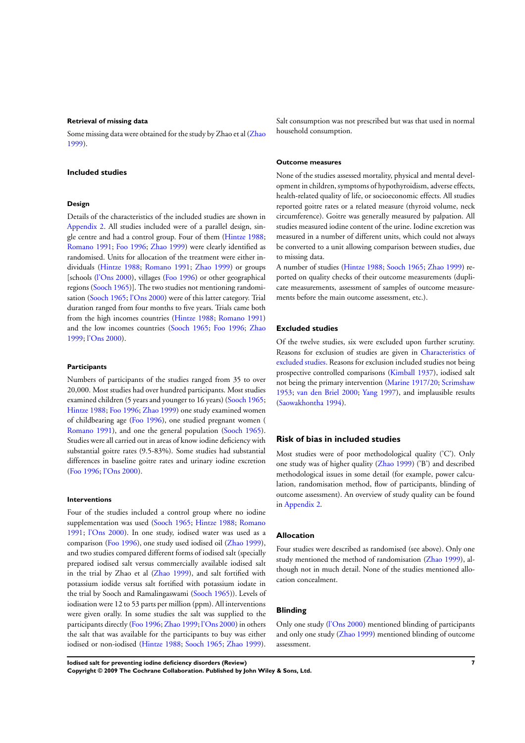### Retrieval of missing data

Some missing data were obtained for the study by Zhao et al (Zhao 1999).

## Included studies

### Design

Details of the characteristics of the included studies are shown in Appendix 2. All studies included were of a parallel design, single centre and had a control group. Four of them (Hintze 1988; Romano 1991; Foo 1996; Zhao 1999) were clearly identified as randomised. Units for allocation of the treatment were either individuals (Hintze 1988; Romano 1991; Zhao 1999) or groups [schools (l'Ons 2000), villages (Foo 1996) or other geographical regions (Sooch 1965)]. The two studies not mentioning randomisation (Sooch 1965; l'Ons 2000) were of this latter category. Trial duration ranged from four months to five years. Trials came both from the high incomes countries (Hintze 1988; Romano 1991) and the low incomes countries (Sooch 1965; Foo 1996; Zhao 1999; l'Ons 2000).

### Participants

Numbers of participants of the studies ranged from 35 to over 20,000. Most studies had over hundred participants. Most studies examined children (5 years and younger to 16 years) (Sooch 1965; Hintze 1988; Foo 1996; Zhao 1999) one study examined women of childbearing age (Foo 1996), one studied pregnant women ( Romano 1991), and one the general population (Sooch 1965). Studies were all carried out in areas of know iodine deficiency with substantial goitre rates (9.5-83%). Some studies had substantial differences in baseline goitre rates and urinary iodine excretion (Foo 1996; l'Ons 2000).

### Interventions

Four of the studies included a control group where no iodine supplementation was used (Sooch 1965; Hintze 1988; Romano 1991; l'Ons 2000). In one study, iodised water was used as a comparison (Foo 1996), one study used iodised oil (Zhao 1999), and two studies compared different forms of iodised salt (specially prepared iodised salt versus commercially available iodised salt in the trial by Zhao et al (Zhao 1999), and salt fortified with potassium iodide versus salt fortified with potassium iodate in the trial by Sooch and Ramalingaswami (Sooch 1965)). Levels of iodisation were 12 to 53 parts per million (ppm). All interventions were given orally. In some studies the salt was supplied to the participants directly (Foo 1996; Zhao 1999; l'Ons 2000) in others the salt that was available for the participants to buy was either iodised or non-iodised (Hintze 1988; Sooch 1965; Zhao 1999). Salt consumption was not prescribed but was that used in normal household consumption.

### Outcome measures

None of the studies assessed mortality, physical and mental development in children, symptoms of hypothyroidism, adverse effects, health-related quality of life, or socioeconomic effects. All studies reported goitre rates or a related measure (thyroid volume, neck circumference). Goitre was generally measured by palpation. All studies measured iodine content of the urine. Iodine excretion was measured in a number of different units, which could not always be converted to a unit allowing comparison between studies, due to missing data.

A number of studies (Hintze 1988; Sooch 1965; Zhao 1999) reported on quality checks of their outcome measurements (duplicate measurements, assessment of samples of outcome measurements before the main outcome assessment, etc.).

## Excluded studies

Of the twelve studies, six were excluded upon further scrutiny. Reasons for exclusion of studies are given in Characteristics of excluded studies. Reasons for exclusion included studies not being prospective controlled comparisons (Kimball 1937), iodised salt not being the primary intervention (Marine 1917/20; Scrimshaw 1953; van den Briel 2000; Yang 1997), and implausible results (Saowakhontha 1994).

## Risk of bias in included studies

Most studies were of poor methodological quality ('C'). Only one study was of higher quality (Zhao 1999) ('B') and described methodological issues in some detail (for example, power calculation, randomisation method, flow of participants, blinding of outcome assessment). An overview of study quality can be found in Appendix 2.

### Allocation

Four studies were described as randomised (see above). Only one study mentioned the method of randomisation (Zhao 1999), although not in much detail. None of the studies mentioned allocation concealment.

### Blinding

Only one study (l'Ons 2000) mentioned blinding of participants and only one study (Zhao 1999) mentioned blinding of outcome assessment.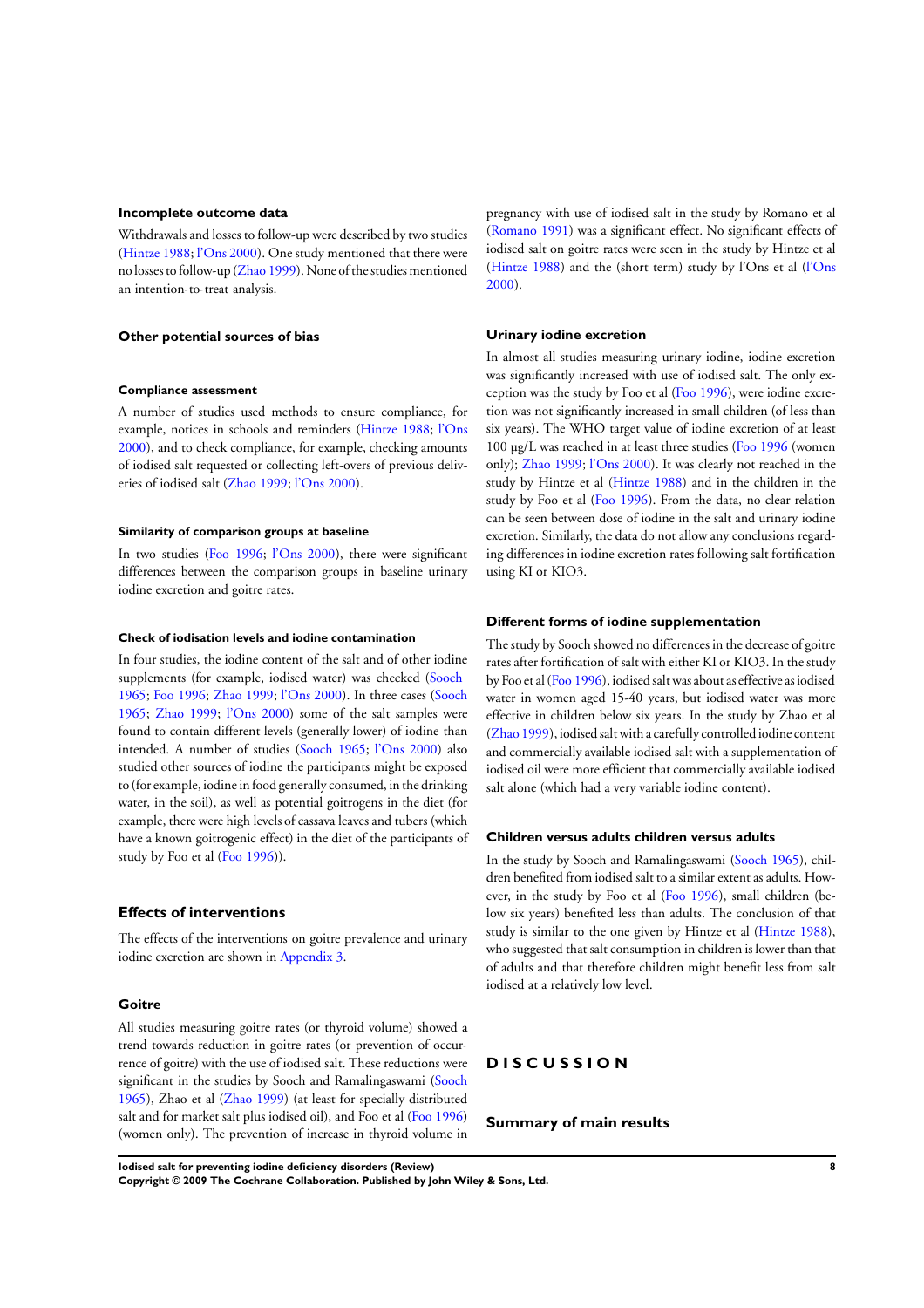### Incomplete outcome data

Withdrawals and losses to follow-up were described by two studies (Hintze 1988; l'Ons 2000). One study mentioned that there were no losses to follow-up (Zhao 1999). None of the studies mentioned an intention-to-treat analysis.

### Other potential sources of bias

#### Compliance assessment

A number of studies used methods to ensure compliance, for example, notices in schools and reminders (Hintze 1988; l'Ons 2000), and to check compliance, for example, checking amounts of iodised salt requested or collecting left-overs of previous deliveries of iodised salt (Zhao 1999; l'Ons 2000).

#### Similarity of comparison groups at baseline

In two studies (Foo 1996; l'Ons 2000), there were significant differences between the comparison groups in baseline urinary iodine excretion and goitre rates.

#### Check of iodisation levels and iodine contamination

In four studies, the iodine content of the salt and of other iodine supplements (for example, iodised water) was checked (Sooch 1965; Foo 1996; Zhao 1999; l'Ons 2000). In three cases (Sooch 1965; Zhao 1999; l'Ons 2000) some of the salt samples were found to contain different levels (generally lower) of iodine than intended. A number of studies (Sooch 1965; l'Ons 2000) also studied other sources of iodine the participants might be exposed to (for example, iodine in food generally consumed, in the drinking water, in the soil), as well as potential goitrogens in the diet (for example, there were high levels of cassava leaves and tubers (which have a known goitrogenic effect) in the diet of the participants of study by Foo et al (Foo 1996)).

## Effects of interventions

The effects of the interventions on goitre prevalence and urinary iodine excretion are shown in Appendix 3.

### Goitre

All studies measuring goitre rates (or thyroid volume) showed a trend towards reduction in goitre rates (or prevention of occurrence of goitre) with the use of iodised salt. These reductions were significant in the studies by Sooch and Ramalingaswami (Sooch 1965), Zhao et al (Zhao 1999) (at least for specially distributed salt and for market salt plus iodised oil), and Foo et al (Foo 1996) (women only). The prevention of increase in thyroid volume in pregnancy with use of iodised salt in the study by Romano et al (Romano 1991) was a significant effect. No significant effects of iodised salt on goitre rates were seen in the study by Hintze et al (Hintze 1988) and the (short term) study by l'Ons et al (l'Ons 2000).

### Urinary iodine excretion

In almost all studies measuring urinary iodine, iodine excretion was significantly increased with use of iodised salt. The only exception was the study by Foo et al (Foo 1996), were iodine excretion was not significantly increased in small children (of less than six years). The WHO target value of iodine excretion of at least 100 µg/L was reached in at least three studies (Foo 1996 (women only); Zhao 1999; l'Ons 2000). It was clearly not reached in the study by Hintze et al (Hintze 1988) and in the children in the study by Foo et al (Foo 1996). From the data, no clear relation can be seen between dose of iodine in the salt and urinary iodine excretion. Similarly, the data do not allow any conclusions regarding differences in iodine excretion rates following salt fortification using KI or KIO3.

### Different forms of iodine supplementation

The study by Sooch showed no differences in the decrease of goitre rates after fortification of salt with either KI or KIO3. In the study by Foo et al (Foo 1996), iodised salt was about as effective as iodised water in women aged 15-40 years, but iodised water was more effective in children below six years. In the study by Zhao et al (Zhao 1999), iodised salt with a carefully controlled iodine content and commercially available iodised salt with a supplementation of iodised oil were more efficient that commercially available iodised salt alone (which had a very variable iodine content).

### Children versus adults children versus adults

In the study by Sooch and Ramalingaswami (Sooch 1965), children benefited from iodised salt to a similar extent as adults. However, in the study by Foo et al (Foo 1996), small children (below six years) benefited less than adults. The conclusion of that study is similar to the one given by Hintze et al (Hintze 1988), who suggested that salt consumption in children is lower than that of adults and that therefore children might benefit less from salt iodised at a relatively low level.

# DISCUSSION

## Summary of main results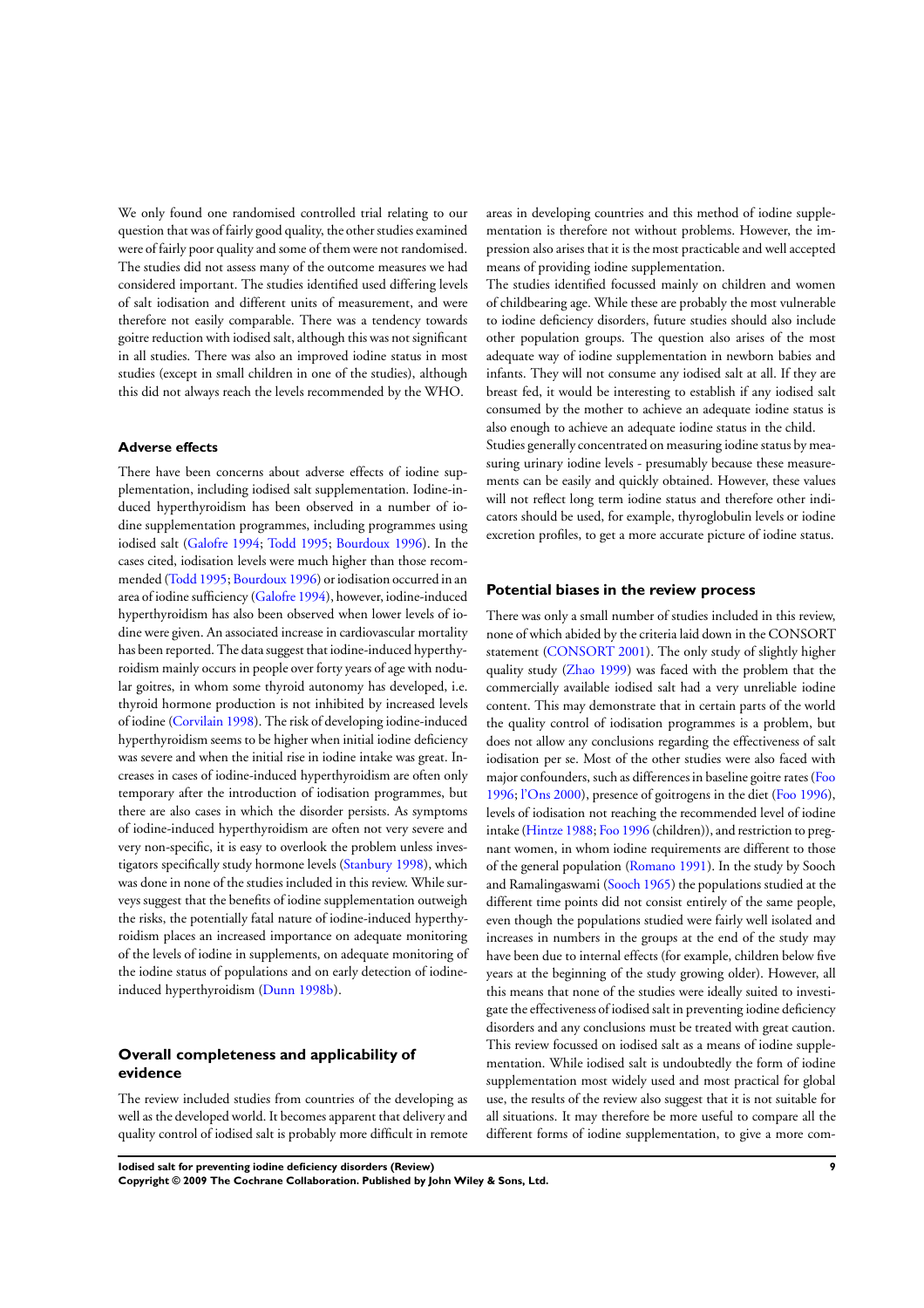We only found one randomised controlled trial relating to our question that was of fairly good quality, the other studies examined were of fairly poor quality and some of them were not randomised. The studies did not assess many of the outcome measures we had considered important. The studies identified used differing levels of salt iodisation and different units of measurement, and were therefore not easily comparable. There was a tendency towards goitre reduction with iodised salt, although this was not significant in all studies. There was also an improved iodine status in most studies (except in small children in one of the studies), although this did not always reach the levels recommended by the WHO.

### Adverse effects

There have been concerns about adverse effects of iodine supplementation, including iodised salt supplementation. Iodine-induced hyperthyroidism has been observed in a number of iodine supplementation programmes, including programmes using iodised salt (Galofre 1994; Todd 1995; Bourdoux 1996). In the cases cited, iodisation levels were much higher than those recommended (Todd 1995; Bourdoux 1996) or iodisation occurred in an area of iodine sufficiency (Galofre 1994), however, iodine-induced hyperthyroidism has also been observed when lower levels of iodine were given. An associated increase in cardiovascular mortality has been reported. The data suggest that iodine-induced hyperthyroidism mainly occurs in people over forty years of age with nodular goitres, in whom some thyroid autonomy has developed, i.e. thyroid hormone production is not inhibited by increased levels of iodine (Corvilain 1998). The risk of developing iodine-induced hyperthyroidism seems to be higher when initial iodine deficiency was severe and when the initial rise in iodine intake was great. Increases in cases of iodine-induced hyperthyroidism are often only temporary after the introduction of iodisation programmes, but there are also cases in which the disorder persists. As symptoms of iodine-induced hyperthyroidism are often not very severe and very non-specific, it is easy to overlook the problem unless investigators specifically study hormone levels (Stanbury 1998), which was done in none of the studies included in this review. While surveys suggest that the benefits of iodine supplementation outweigh the risks, the potentially fatal nature of iodine-induced hyperthyroidism places an increased importance on adequate monitoring of the levels of iodine in supplements, on adequate monitoring of the iodine status of populations and on early detection of iodine-induced hyperthyroidism (Dunn 1998b).

## Overall completeness and applicability of evidence

The review included studies from countries of the developing as well as the developed world. It becomes apparent that delivery and quality control of iodised salt is probably more difficult in remote areas in developing countries and this method of iodine supplementation is therefore not without problems. However, the impression also arises that it is the most practicable and well accepted means of providing iodine supplementation.

The studies identified focussed mainly on children and women of childbearing age. While these are probably the most vulnerable to iodine deficiency disorders, future studies should also include other population groups. The question also arises of the most adequate way of iodine supplementation in newborn babies and infants. They will not consume any iodised salt at all. If they are breast fed, it would be interesting to establish if any iodised salt consumed by the mother to achieve an adequate iodine status is also enough to achieve an adequate iodine status in the child.

Studies generally concentrated on measuring iodine status by measuring urinary iodine levels - presumably because these measurements can be easily and quickly obtained. However, these values will not reflect long term iodine status and therefore other indicators should be used, for example, thyroglobulin levels or iodine excretion profiles, to get a more accurate picture of iodine status.

## Potential biases in the review process

There was only a small number of studies included in this review, none of which abided by the criteria laid down in the CONSORT statement (CONSORT 2001). The only study of slightly higher quality study (Zhao 1999) was faced with the problem that the commercially available iodised salt had a very unreliable iodine content. This may demonstrate that in certain parts of the world the quality control of iodisation programmes is a problem, but does not allow any conclusions regarding the effectiveness of salt iodisation per se. Most of the other studies were also faced with major confounders, such as differences in baseline goitre rates (Foo 1996; l'Ons 2000), presence of goitrogens in the diet (Foo 1996), levels of iodisation not reaching the recommended level of iodine intake (Hintze 1988; Foo 1996 (children)), and restriction to pregnant women, in whom iodine requirements are different to those of the general population (Romano 1991). In the study by Sooch and Ramalingaswami (Sooch 1965) the populations studied at the different time points did not consist entirely of the same people, even though the populations studied were fairly well isolated and increases in numbers in the groups at the end of the study may have been due to internal effects (for example, children below five years at the beginning of the study growing older). However, all this means that none of the studies were ideally suited to investigate the effectiveness of iodised salt in preventing iodine deficiency disorders and any conclusions must be treated with great caution. This review focussed on iodised salt as a means of iodine supplementation. While iodised salt is undoubtedly the form of iodine supplementation most widely used and most practical for global use, the results of the review also suggest that it is not suitable for all situations. It may therefore be more useful to compare all the different forms of iodine supplementation, to give a more com-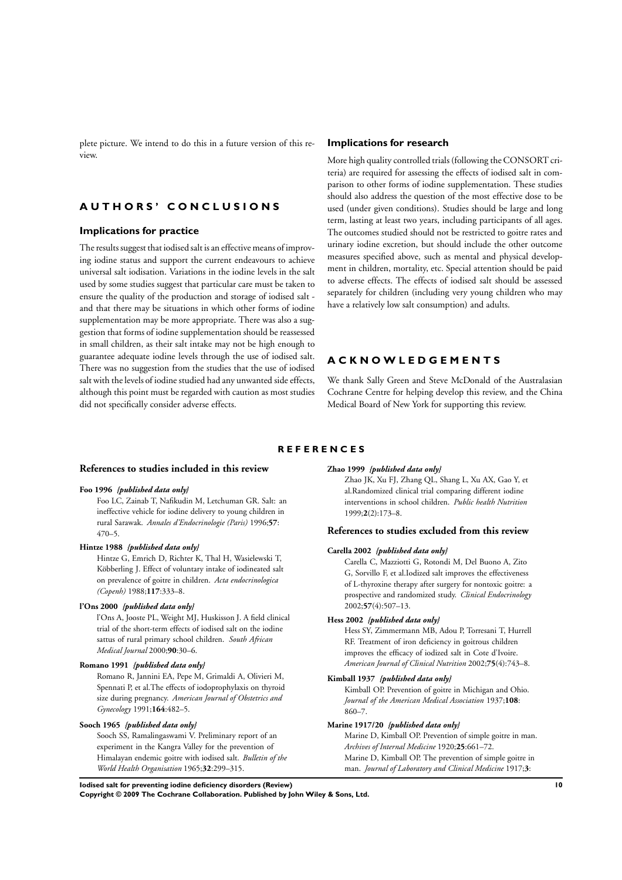plete picture. We intend to do this in a future version of this review.

# AUTHORS' CONCLUSIONS

## Implications for practice

The results suggest that iodised salt is an effective means of improving iodine status and support the current endeavours to achieve universal salt iodisation. Variations in the iodine levels in the salt used by some studies suggest that particular care must be taken to ensure the quality of the production and storage of iodised salt - and that there may be situations in which other forms of iodine supplementation may be more appropriate. There was also a suggestion that forms of iodine supplementation should be reassessed in small children, as their salt intake may not be high enough to guarantee adequate iodine levels through the use of iodised salt. There was no suggestion from the studies that the use of iodised salt with the levels of iodine studied had any unwanted side effects, although this point must be regarded with caution as most studies did not specifically consider adverse effects.

## Implications for research

More high quality controlled trials (following the CONSORT criteria) are required for assessing the effects of iodised salt in comparison to other forms of iodine supplementation. These studies should also address the question of the most effective dose to be used (under given conditions). Studies should be large and long term, lasting at least two years, including participants of all ages. The outcomes studied should not be restricted to goitre rates and urinary iodine excretion, but should include the other outcome measures specified above, such as mental and physical development in children, mortality, etc. Special attention should be paid to adverse effects. The effects of iodised salt should be assessed separately for children (including very young children who may have a relatively low salt consumption) and adults.

# ACKNOWLEDGEMENTS

We thank Sally Green and Steve McDonald of the Australasian Cochrane Centre for helping develop this review, and the China Medical Board of New York for supporting this review.

# REFERENCES

## References to studies included in this review

**Foo 1996** *{published data only}*

Foo LC, Zainab T, Nafikudin M, Letchuman GR. Salt: an ineffective vehicle for iodine delivery to young children in rural Sarawak. *Annales d'Endocrinologie (Paris)* 1996;**57**: 470–5.

**Hintze 1988** *{published data only}*

Hintze G, Emrich D, Richter K, Thal H, Wasielewski T, Köbberling J. Effect of voluntary intake of iodineated salt on prevalence of goitre in children. *Acta endocrinologica (Copenh)* 1988;**117**:333–8.

**l'Ons 2000** *{published data only}*

l'Ons A, Jooste PL, Weight MJ, Huskisson J. A field clinical trial of the short-term effects of iodised salt on the iodine sattus of rural primary school children. *South African Medical Journal* 2000;**90**:30–6.

**Romano 1991** *{published data only}*

Romano R, Jannini EA, Pepe M, Grimaldi A, Olivieri M, Spennati P, et al.The effects of iodoprophylaxis on thyroid size during pregnancy. *American Journal of Obstetrics and Gynecology* 1991;**164**:482–5.

**Sooch 1965** *{published data only}*

Sooch SS, Ramalingaswami V. Preliminary report of an experiment in the Kangra Valley for the prevention of Himalayan endemic goitre with iodised salt. *Bulletin of the World Health Organisation* 1965;**32**:299–315.

**Zhao 1999** *{published data only}*

Zhao JK, Xu FJ, Zhang QL, Shang L, Xu AX, Gao Y, et al.Randomized clinical trial comparing different iodine interventions in school children. *Public health Nutrition* 1999;**2**(2):173–8.

## References to studies excluded from this review

**Carella 2002** *{published data only}*

Carella C, Mazziotti G, Rotondi M, Del Buono A, Zito G, Sorvillo F, et al.Iodized salt improves the effectiveness of L-thyroxine therapy after surgery for nontoxic goitre: a prospective and randomized study. *Clinical Endocrinology* 2002;**57**(4):507–13.

**Hess 2002** *{published data only}*

Hess SY, Zimmermann MB, Adou P, Torresani T, Hurrell RF. Treatment of iron deficiency in goitrous children improves the efficacy of iodized salt in Cote d'Ivoire. *American Journal of Clinical Nutrition* 2002;**75**(4):743–8.

**Kimball 1937** *{published data only}*

Kimball OP. Prevention of goitre in Michigan and Ohio. *Journal of the American Medical Association* 1937;**108**: 860–7.

**Marine 1917/20** *{published data only}*

Marine D, Kimball OP. Prevention of simple goitre in man. *Archives of Internal Medicine* 1920;**25**:661–72.

Marine D, Kimball OP. The prevention of simple goitre in man. *Journal of Laboratory and Clinical Medicine* 1917;**3**: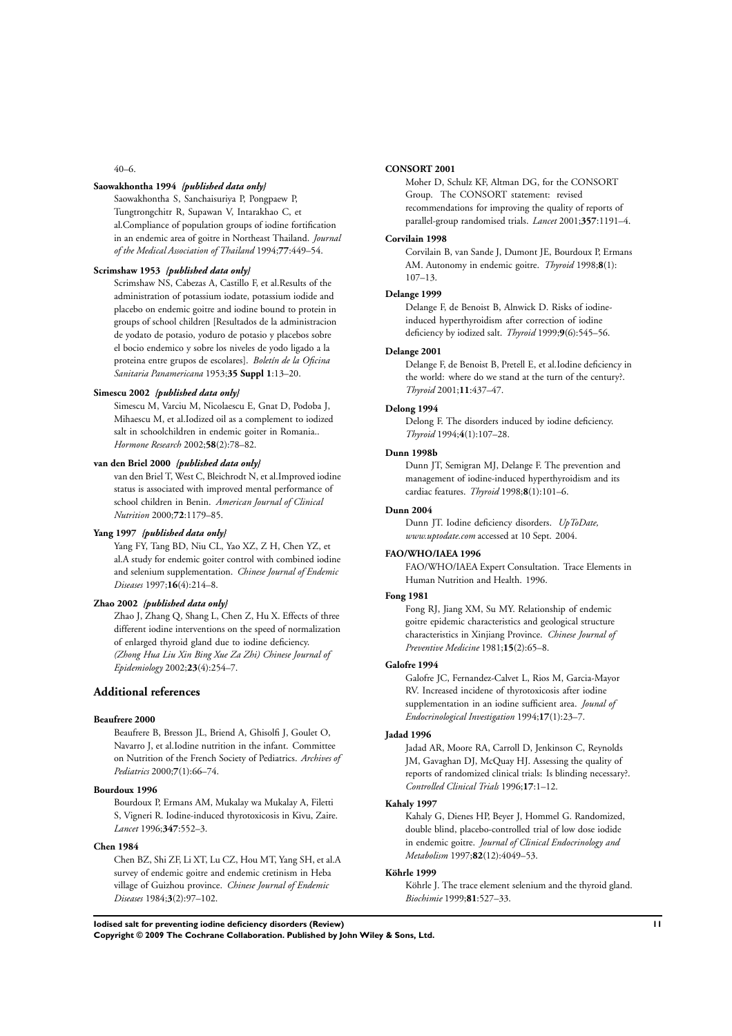40–6.

**Saowakhontha 1994** *{published data only}*

Saowakhontha S, Sanchaisuriya P, Pongpaew P, Tungtrongchitr R, Supawan V, Intarakhao C, et al.Compliance of population groups of iodine fortification in an endemic area of goitre in Northeast Thailand. *Journal of the Medical Association of Thailand* 1994;**77**:449–54.

**Scrimshaw 1953** *{published data only}*

Scrimshaw NS, Cabezas A, Castillo F, et al.Results of the administration of potassium iodate, potassium iodide and placebo on endemic goitre and iodine bound to protein in groups of school children [Resultados de la administracion de yodato de potasio, yoduro de potasio y placebos sobre el bocio endemico y sobre los niveles de yodo ligado a la proteina entre grupos de escolares]. *Boletín de la Oficina Sanitaria Panamericana* 1953;**35 Suppl 1**:13–20.

**Simescu 2002** *{published data only}*

Simescu M, Varciu M, Nicolaescu E, Gnat D, Podoba J, Mihaescu M, et al.Iodized oil as a complement to iodized salt in schoolchildren in endemic goiter in Romania.. *Hormone Research* 2002;**58**(2):78–82.

**van den Briel 2000** *{published data only}*

van den Briel T, West C, Bleichrodt N, et al.Improved iodine status is associated with improved mental performance of school children in Benin. *American Journal of Clinical Nutrition* 2000;**72**:1179–85.

**Yang 1997** *{published data only}*

Yang FY, Tang BD, Niu CL, Yao XZ, Z H, Chen YZ, et al.A study for endemic goiter control with combined iodine and selenium supplementation. *Chinese Journal of Endemic Diseases* 1997;**16**(4):214–8.

**Zhao 2002** *{published data only}*

Zhao J, Zhang Q, Shang L, Chen Z, Hu X. Effects of three different iodine interventions on the speed of normalization of enlarged thyroid gland due to iodine deficiency. *(Zhong Hua Liu Xin Bing Xue Za Zhi) Chinese Journal of Epidemiology* 2002;**23**(4):254–7.

## Additional references

**Beaufrere 2000**

Beaufrere B, Bresson JL, Briend A, Ghisolfi J, Goulet O, Navarro J, et al.Iodine nutrition in the infant. Committee on Nutrition of the French Society of Pediatrics. *Archives of Pediatrics* 2000;**7**(1):66–74.

**Bourdoux 1996**

Bourdoux P, Ermans AM, Mukalay wa Mukalay A, Filetti S, Vigneri R. Iodine-induced thyrotoxicosis in Kivu, Zaire. *Lancet* 1996;**347**:552–3.

**Chen 1984**

Chen BZ, Shi ZF, Li XT, Lu CZ, Hou MT, Yang SH, et al.A survey of endemic goitre and endemic cretinism in Heba village of Guizhou province. *Chinese Journal of Endemic Diseases* 1984;**3**(2):97–102.

**CONSORT 2001**

Moher D, Schulz KF, Altman DG, for the CONSORT Group. The CONSORT statement: revised recommendations for improving the quality of reports of parallel-group randomised trials. *Lancet* 2001;**357**:1191–4.

**Corvilain 1998**

Corvilain B, van Sande J, Dumont JE, Bourdoux P, Ermans AM. Autonomy in endemic goitre. *Thyroid* 1998;**8**(1): 107–13.

**Delange 1999**

Delange F, de Benoist B, Alnwick D. Risks of iodine-induced hyperthyroidism after correction of iodine deficiency by iodized salt. *Thyroid* 1999;**9**(6):545–56.

**Delange 2001**

Delange F, de Benoist B, Pretell E, et al.Iodine deficiency in the world: where do we stand at the turn of the century?. *Thyroid* 2001;**11**:437–47.

**Delong 1994**

Delong F. The disorders induced by iodine deficiency. *Thyroid* 1994;**4**(1):107–28.

**Dunn 1998b**

Dunn JT, Semigran MJ, Delange F. The prevention and management of iodine-induced hyperthyroidism and its cardiac features. *Thyroid* 1998;**8**(1):101–6.

**Dunn 2004**

Dunn JT. Iodine deficiency disorders. *UpToDate, www.uptodate.com* accessed at 10 Sept. 2004.

**FAO/WHO/IAEA 1996**

FAO/WHO/IAEA Expert Consultation. Trace Elements in Human Nutrition and Health. 1996.

**Fong 1981**

Fong RJ, Jiang XM, Su MY. Relationship of endemic goitre epidemic characteristics and geological structure characteristics in Xinjiang Province. *Chinese Journal of Preventive Medicine* 1981;**15**(2):65–8.

**Galofre 1994**

Galofre JC, Fernandez-Calvet L, Rios M, Garcia-Mayor RV. Increased incidene of thyrotoxicosis after iodine supplementation in an iodine sufficient area. *Jounal of Endocrinological Investigation* 1994;**17**(1):23–7.

**Jadad 1996**

Jadad AR, Moore RA, Carroll D, Jenkinson C, Reynolds JM, Gavaghan DJ, McQuay HJ. Assessing the quality of reports of randomized clinical trials: Is blinding necessary?. *Controlled Clinical Trials* 1996;**17**:1–12.

**Kahaly 1997**

Kahaly G, Dienes HP, Beyer J, Hommel G. Randomized, double blind, placebo-controlled trial of low dose iodide in endemic goitre. *Journal of Clinical Endocrinology and Metabolism* 1997;**82**(12):4049–53.

**Köhrle 1999**

Köhrle J. The trace element selenium and the thyroid gland. *Biochimie* 1999;**81**:527–33.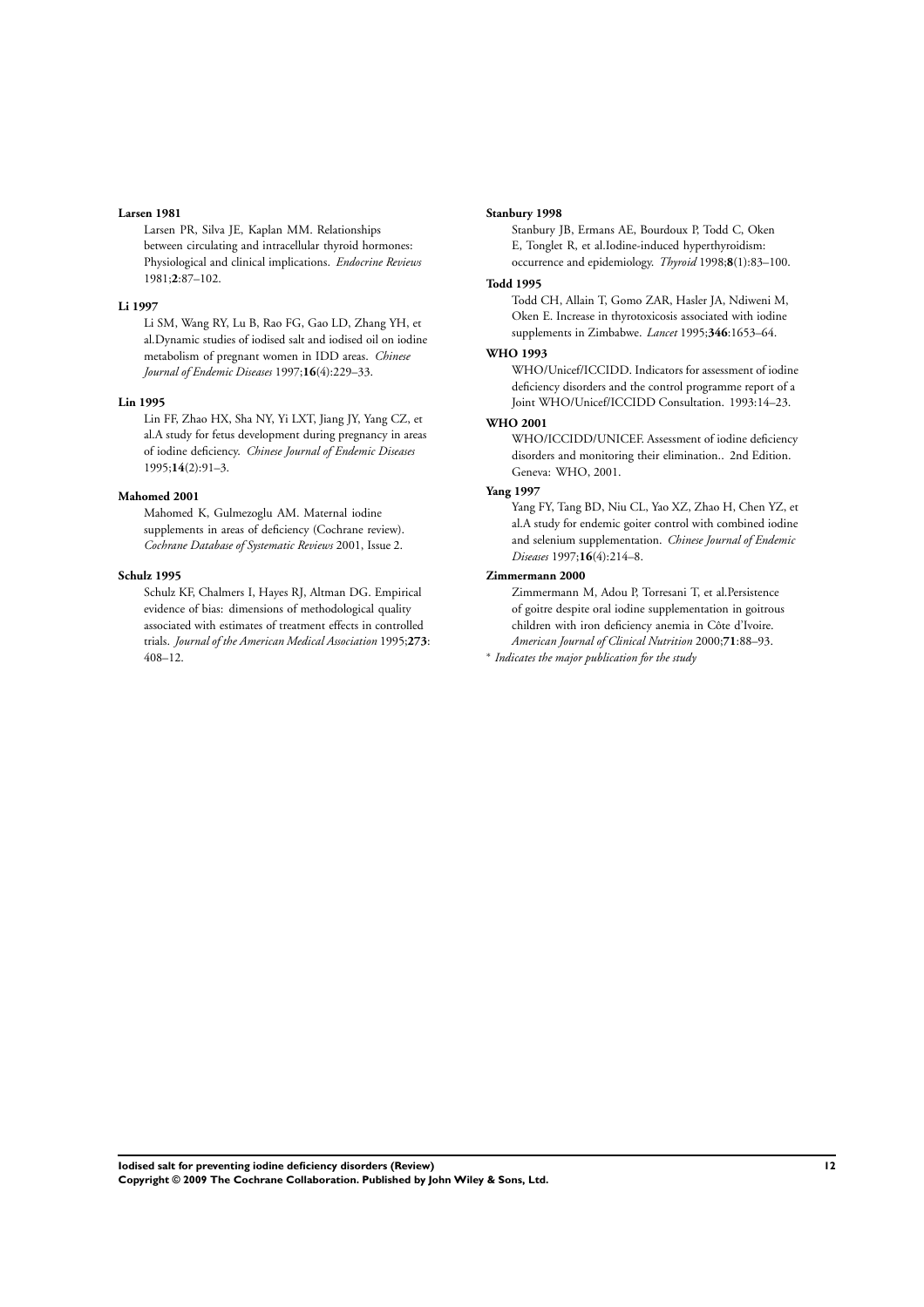**Larsen 1981**

Larsen PR, Silva JE, Kaplan MM. Relationships between circulating and intracellular thyroid hormones: Physiological and clinical implications. *Endocrine Reviews* 1981;**2**:87–102.

**Li 1997**

Li SM, Wang RY, Lu B, Rao FG, Gao LD, Zhang YH, et al.Dynamic studies of iodised salt and iodised oil on iodine metabolism of pregnant women in IDD areas. *Chinese Journal of Endemic Diseases* 1997;**16**(4):229–33.

**Lin 1995**

Lin FF, Zhao HX, Sha NY, Yi LXT, Jiang JY, Yang CZ, et al.A study for fetus development during pregnancy in areas of iodine deficiency. *Chinese Journal of Endemic Diseases* 1995;**14**(2):91–3.

**Mahomed 2001**

Mahomed K, Gulmezoglu AM. Maternal iodine supplements in areas of deficiency (Cochrane review). *Cochrane Database of Systematic Reviews* 2001, Issue 2.

**Schulz 1995**

Schulz KF, Chalmers I, Hayes RJ, Altman DG. Empirical evidence of bias: dimensions of methodological quality associated with estimates of treatment effects in controlled trials. *Journal of the American Medical Association* 1995;**273**: 408–12.

**Stanbury 1998**

Stanbury JB, Ermans AE, Bourdoux P, Todd C, Oken E, Tonglet R, et al.Iodine-induced hyperthyroidism: occurrence and epidemiology. *Thyroid* 1998;**8**(1):83–100.

**Todd 1995**

Todd CH, Allain T, Gomo ZAR, Hasler JA, Ndiweni M, Oken E. Increase in thyrotoxicosis associated with iodine supplements in Zimbabwe. *Lancet* 1995;**346**:1653–64.

**WHO 1993**

WHO/Unicef/ICCIDD. Indicators for assessment of iodine deficiency disorders and the control programme report of a Joint WHO/Unicef/ICCIDD Consultation. 1993:14–23.

**WHO 2001**

WHO/ICCIDD/UNICEF. Assessment of iodine deficiency disorders and monitoring their elimination.. 2nd Edition. Geneva: WHO, 2001.

**Yang 1997**

Yang FY, Tang BD, Niu CL, Yao XZ, Zhao H, Chen YZ, et al.A study for endemic goiter control with combined iodine and selenium supplementation. *Chinese Journal of Endemic Diseases* 1997;**16**(4):214–8.

**Zimmermann 2000**

Zimmermann M, Adou P, Torresani T, et al.Persistence of goitre despite oral iodine supplementation in goitrous children with iron deficiency anemia in Côte d'Ivoire. *American Journal of Clinical Nutrition* 2000;**71**:88–93.

* *Indicates the major publication for the study*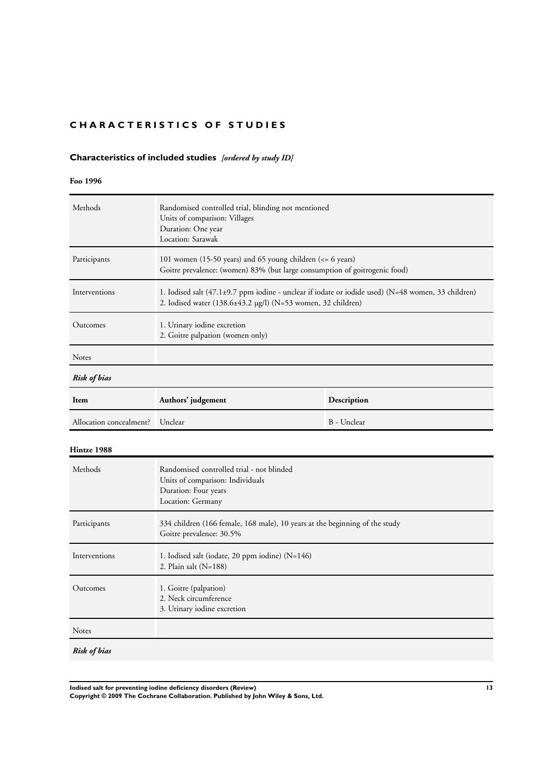# CHARACTERISTICS OF STUDIES

## Characteristics of included studies *[ordered by study ID]*

### Foo 1996

| | |
|---|---|
| Methods | Randomised controlled trial, blinding not mentioned<br>Units of comparison: Villages<br>Duration: One year<br>Location: Sarawak |
| Participants | 101 women (15-50 years) and 65 young children (<= 6 years)<br>Goitre prevalence: (women) 83% (but large consumption of goitrogenic food) |
| Interventions | 1. Iodised salt (47.1±9.7 ppm iodine - unclear if iodate or iodide used) (N=48 women, 33 children)<br>2. Iodised water (138.6±43.2 µg/l) (N=53 women, 32 children) |
| Outcomes | 1. Urinary iodine excretion<br>2. Goitre palpation (women only) |
| Notes | |

***Risk of bias***

| Item | Authors' judgement | Description |
|---|---|---|
| Allocation concealment? | Unclear | B - Unclear |

### Hintze 1988

| | |
|---|---|
| Methods | Randomised controlled trial - not blinded<br>Units of comparison: Individuals<br>Duration: Four years<br>Location: Germany |
| Participants | 334 children (166 female, 168 male), 10 years at the beginning of the study<br>Goitre prevalence: 30.5% |
| Interventions | 1. Iodised salt (iodate, 20 ppm iodine) (N=146)<br>2. Plain salt (N=188) |
| Outcomes | 1. Goitre (palpation)<br>2. Neck circumference<br>3. Urinary iodine excretion |
| Notes | |

***Risk of bias***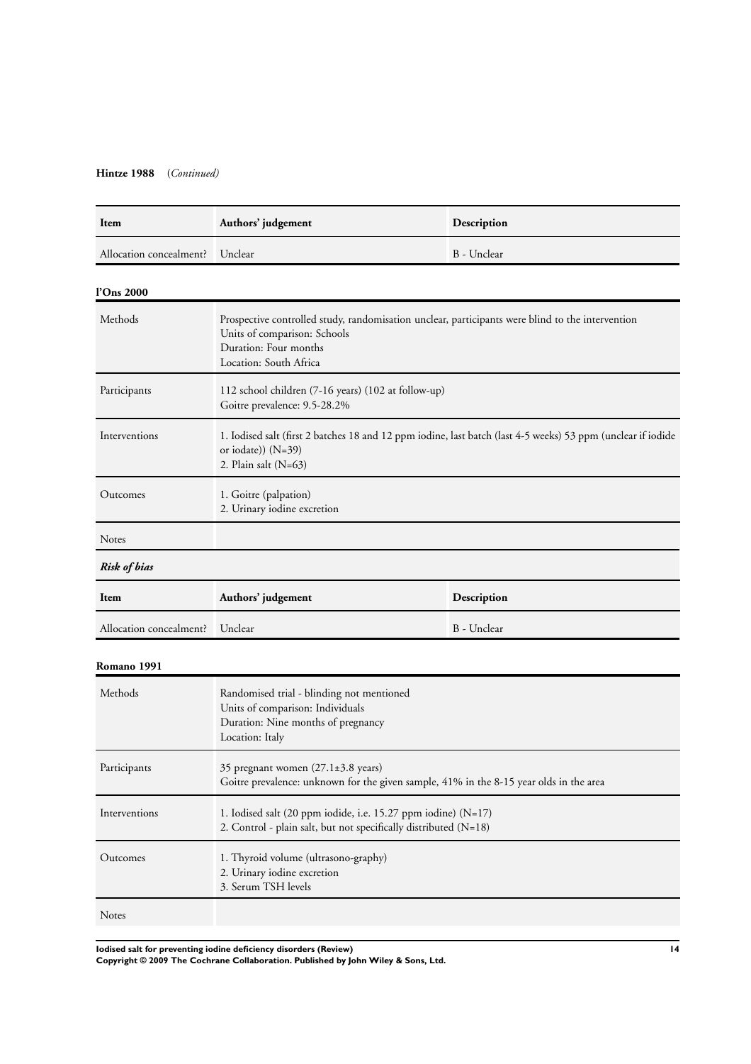**Hintze 1988** (*Continued*)

| Item | Authors' judgement | Description |
|---|---|---|
| Allocation concealment? | Unclear | B - Unclear |

**l'Ons 2000**

| | |
|---|---|
| Methods | Prospective controlled study, randomisation unclear, participants were blind to the intervention<br>Units of comparison: Schools<br>Duration: Four months<br>Location: South Africa |
| Participants | 112 school children (7-16 years) (102 at follow-up)<br>Goitre prevalence: 9.5-28.2% |
| Interventions | 1. Iodised salt (first 2 batches 18 and 12 ppm iodine, last batch (last 4-5 weeks) 53 ppm (unclear if iodide or iodate)) (N=39)<br>2. Plain salt (N=63) |
| Outcomes | 1. Goitre (palpation)<br>2. Urinary iodine excretion |
| Notes | |

***Risk of bias***

| Item | Authors' judgement | Description |
|---|---|---|
| Allocation concealment? | Unclear | B - Unclear |

**Romano 1991**

| | |
|---|---|
| Methods | Randomised trial - blinding not mentioned<br>Units of comparison: Individuals<br>Duration: Nine months of pregnancy<br>Location: Italy |
| Participants | 35 pregnant women (27.1±3.8 years)<br>Goitre prevalence: unknown for the given sample, 41% in the 8-15 year olds in the area |
| Interventions | 1. Iodised salt (20 ppm iodide, i.e. 15.27 ppm iodine) (N=17)<br>2. Control - plain salt, but not specifically distributed (N=18) |
| Outcomes | 1. Thyroid volume (ultrasono-graphy)<br>2. Urinary iodine excretion<br>3. Serum TSH levels |
| Notes | |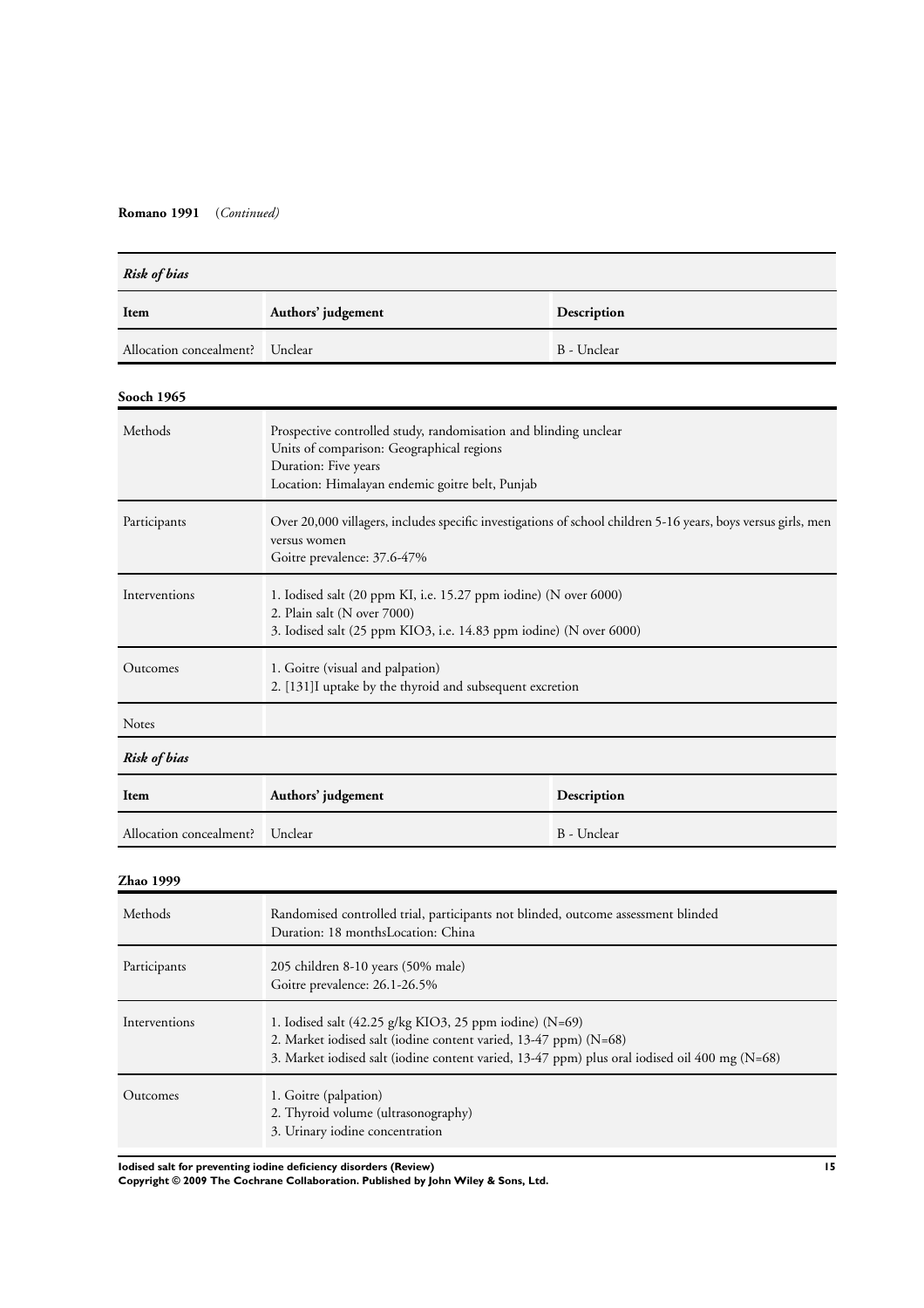**Romano 1991** (*Continued)*

| ***Risk of bias*** | | |
|---|---|---|
| **Item** | **Authors' judgement** | **Description** |
| Allocation concealment? | Unclear | B - Unclear |

**Sooch 1965**

| | |
|---|---|
| Methods | Prospective controlled study, randomisation and blinding unclear<br>Units of comparison: Geographical regions<br>Duration: Five years<br>Location: Himalayan endemic goitre belt, Punjab |
| Participants | Over 20,000 villagers, includes specific investigations of school children 5-16 years, boys versus girls, men versus women<br>Goitre prevalence: 37.6-47% |
| Interventions | 1. Iodised salt (20 ppm KI, i.e. 15.27 ppm iodine) (N over 6000)<br>2. Plain salt (N over 7000)<br>3. Iodised salt (25 ppm $KIO_3$, i.e. 14.83 ppm iodine) (N over 6000) |
| Outcomes | 1. Goitre (visual and palpation)<br>2. [131]I uptake by the thyroid and subsequent excretion |
| Notes | |

| ***Risk of bias*** | | |
|---|---|---|
| **Item** | **Authors' judgement** | **Description** |
| Allocation concealment? | Unclear | B - Unclear |

**Zhao 1999**

| | |
|---|---|
| Methods | Randomised controlled trial, participants not blinded, outcome assessment blinded<br>Duration: 18 monthsLocation: China |
| Participants | 205 children 8-10 years (50% male)<br>Goitre prevalence: 26.1-26.5% |
| Interventions | 1. Iodised salt (42.25 g/kg $KIO_3$, 25 ppm iodine) (N=69)<br>2. Market iodised salt (iodine content varied, 13-47 ppm) (N=68)<br>3. Market iodised salt (iodine content varied, 13-47 ppm) plus oral iodised oil 400 mg (N=68) |
| Outcomes | 1. Goitre (palpation)<br>2. Thyroid volume (ultrasonography)<br>3. Urinary iodine concentration |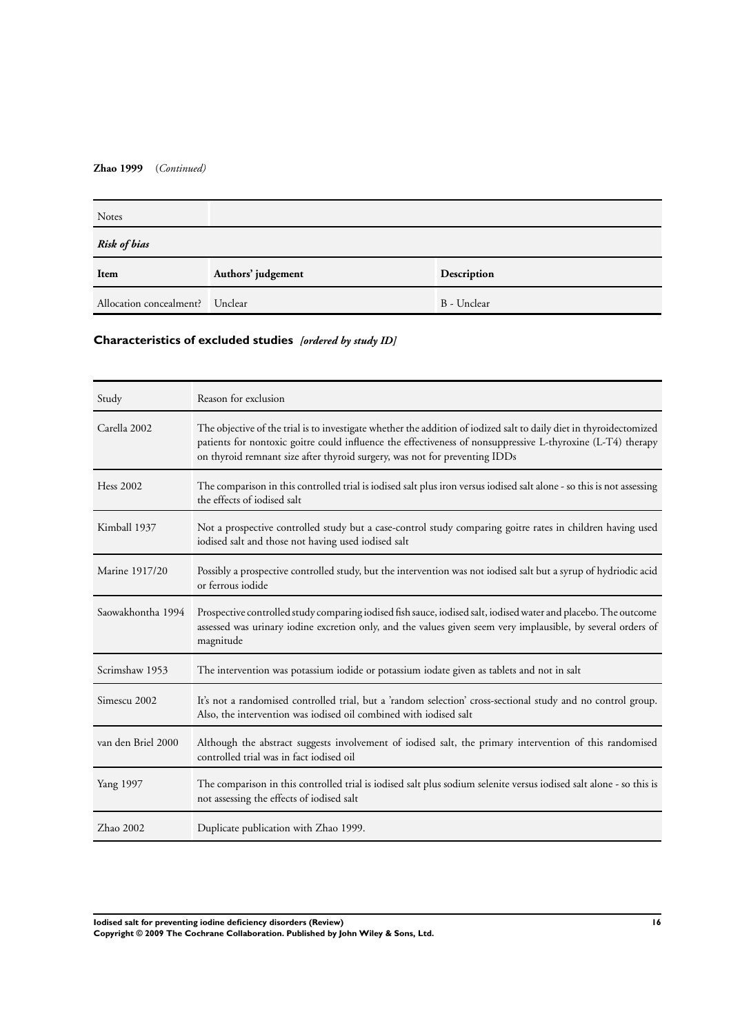**Zhao 1999** (*Continued*)

| Notes | | |
|---|---|---|
| ***Risk of bias*** | | |
| **Item** | **Authors' judgement** | **Description** |
| Allocation concealment? | Unclear | B - Unclear |

## Characteristics of excluded studies *[ordered by study ID]*

| Study | Reason for exclusion |
|---|---|
| Carella 2002 | The objective of the trial is to investigate whether the addition of iodized salt to daily diet in thyroidectomized patients for nontoxic goitre could influence the effectiveness of nonsuppressive L-thyroxine (L-T4) therapy on thyroid remnant size after thyroid surgery, was not for preventing IDDs |
| Hess 2002 | The comparison in this controlled trial is iodised salt plus iron versus iodised salt alone - so this is not assessing the effects of iodised salt |
| Kimball 1937 | Not a prospective controlled study but a case-control study comparing goitre rates in children having used iodised salt and those not having used iodised salt |
| Marine 1917/20 | Possibly a prospective controlled study, but the intervention was not iodised salt but a syrup of hydriodic acid or ferrous iodide |
| Saowakhontha 1994 | Prospective controlled study comparing iodised fish sauce, iodised salt, iodised water and placebo. The outcome assessed was urinary iodine excretion only, and the values given seem very implausible, by several orders of magnitude |
| Scrimshaw 1953 | The intervention was potassium iodide or potassium iodate given as tablets and not in salt |
| Simescu 2002 | It's not a randomised controlled trial, but a 'random selection' cross-sectional study and no control group. Also, the intervention was iodised oil combined with iodised salt |
| van den Briel 2000 | Although the abstract suggests involvement of iodised salt, the primary intervention of this randomised controlled trial was in fact iodised oil |
| Yang 1997 | The comparison in this controlled trial is iodised salt plus sodium selenite versus iodised salt alone - so this is not assessing the effects of iodised salt |
| Zhao 2002 | Duplicate publication with Zhao 1999. |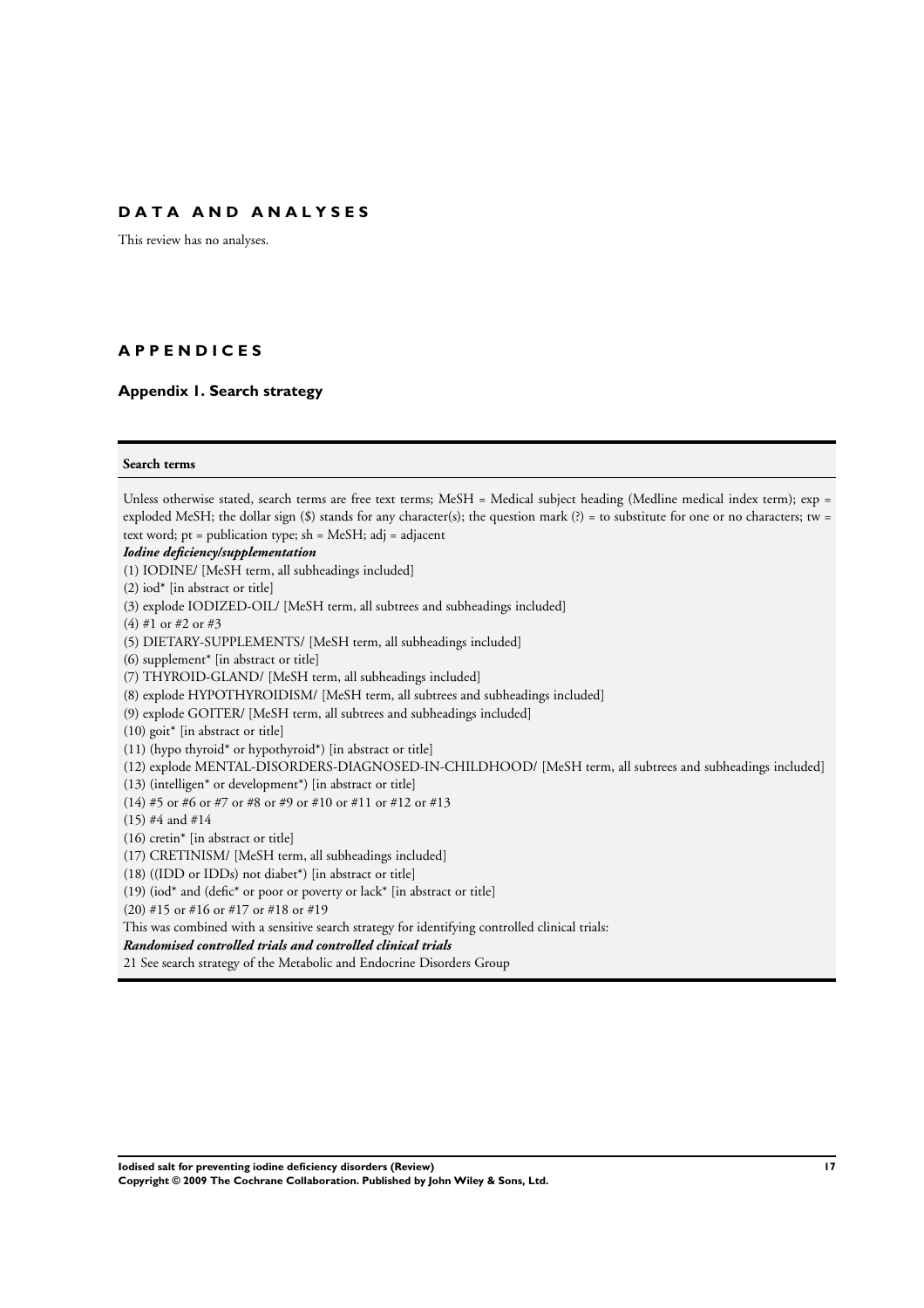## DATA AND ANALYSES

This review has no analyses.

## APPENDICES

### Appendix 1. Search strategy

**Search terms**

Unless otherwise stated, search terms are free text terms; MeSH = Medical subject heading (Medline medical index term); exp = exploded MeSH; the dollar sign ($) stands for any character(s); the question mark (?) = to substitute for one or no characters; tw = text word; pt = publication type; sh = MeSH; adj = adjacent

***Iodine deficiency/supplementation***

(1) IODINE/ [MeSH term, all subheadings included]
(2) iod* [in abstract or title]
(3) explode IODIZED-OIL/ [MeSH term, all subtrees and subheadings included]
(4) #1 or #2 or #3
(5) DIETARY-SUPPLEMENTS/ [MeSH term, all subheadings included]
(6) supplement* [in abstract or title]
(7) THYROID-GLAND/ [MeSH term, all subheadings included]
(8) explode HYPOTHYROIDISM/ [MeSH term, all subtrees and subheadings included]
(9) explode GOITER/ [MeSH term, all subtrees and subheadings included]
(10) goit* [in abstract or title]
(11) (hypo thyroid* or hypothyroid*) [in abstract or title]
(12) explode MENTAL-DISORDERS-DIAGNOSED-IN-CHILDHOOD/ [MeSH term, all subtrees and subheadings included]
(13) (intelligen* or development*) [in abstract or title]
(14) #5 or #6 or #7 or #8 or #9 or #10 or #11 or #12 or #13
(15) #4 and #14
(16) cretin* [in abstract or title]
(17) CRETINISM/ [MeSH term, all subheadings included]
(18) ((IDD or IDDs) not diabet*) [in abstract or title]
(19) (iod* and (defic* or poor or poverty or lack* [in abstract or title]
(20) #15 or #16 or #17 or #18 or #19

This was combined with a sensitive search strategy for identifying controlled clinical trials:

***Randomised controlled trials and controlled clinical trials***

21 See search strategy of the Metabolic and Endocrine Disorders Group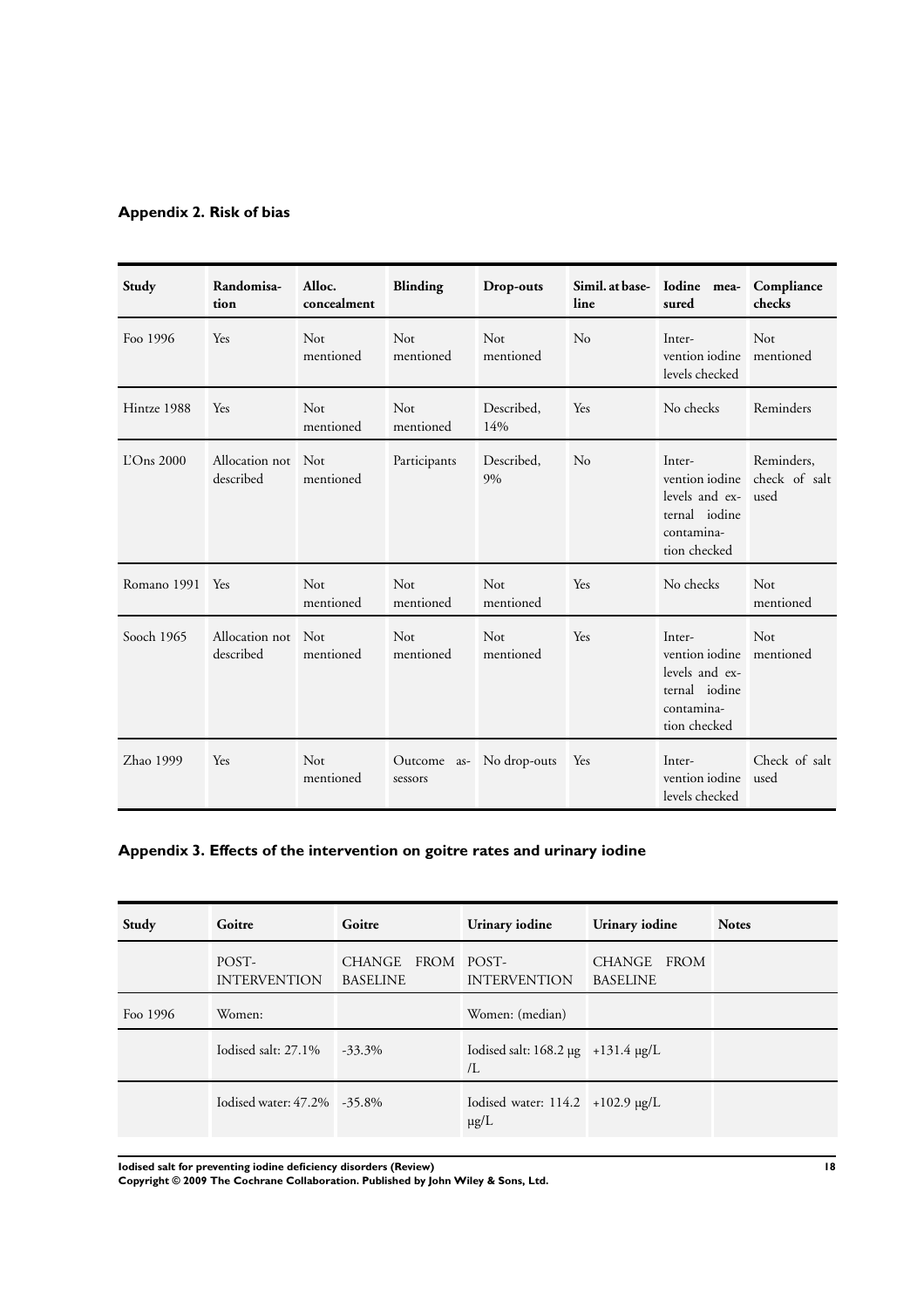## Appendix 2. Risk of bias

| Study | Randomisation | Alloc. concealment | Blinding | Drop-outs | Simil. at baseline | Iodine measured | Compliance checks |
|---|---|---|---|---|---|---|---|
| Foo 1996 | Yes | Not mentioned | Not mentioned | Not mentioned | No | Intervention iodine levels checked | Not mentioned |
| Hintze 1988 | Yes | Not mentioned | Not mentioned | Described, 14% | Yes | No checks | Reminders |
| L'Ons 2000 | Allocation not described | Not mentioned | Participants | Described, 9% | No | Intervention iodine levels and external iodine contamination checked | Reminders, check of salt used |
| Romano 1991 | Yes | Not mentioned | Not mentioned | Not mentioned | Yes | No checks | Not mentioned |
| Sooch 1965 | Allocation not described | Not mentioned | Not mentioned | Not mentioned | Yes | Intervention iodine levels and external iodine contamination checked | Not mentioned |
| Zhao 1999 | Yes | Not mentioned | Outcome assessors | No drop-outs | Yes | Intervention iodine levels checked | Check of salt used |

## Appendix 3. Effects of the intervention on goitre rates and urinary iodine

| Study | Goitre | Goitre | Urinary iodine | Urinary iodine | Notes |
|---|---|---|---|---|---|
| | POST-INTERVENTION | CHANGE FROM BASELINE | POST-INTERVENTION | CHANGE FROM BASELINE | |
| Foo 1996 | Women: | | Women: (median) | | |
| | Iodised salt: 27.1% | -33.3% | Iodised salt: 168.2 µg/L | +131.4 µg/L | |
| | Iodised water: 47.2% | -35.8% | Iodised water: 114.2 µg/L | +102.9 µg/L | |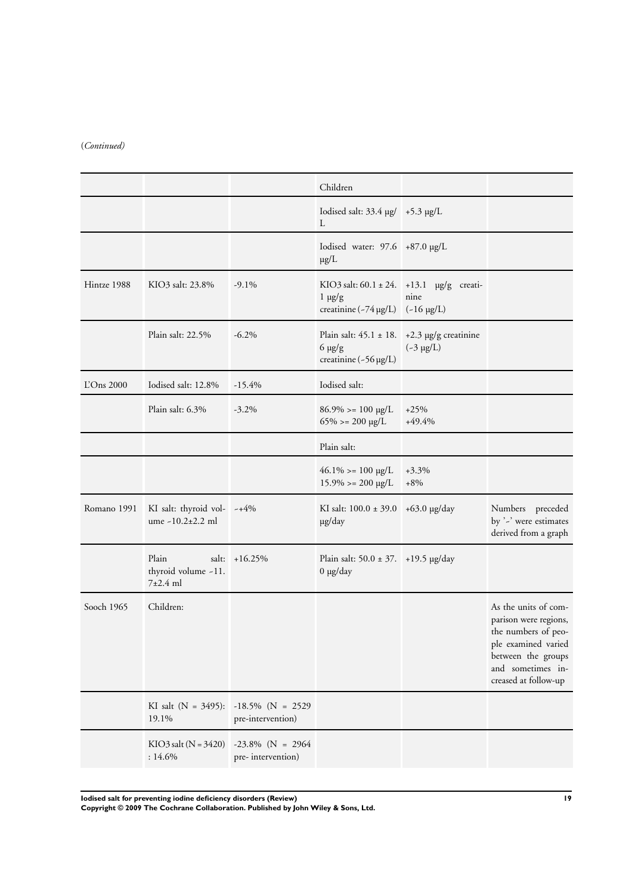(*Continued*)

| | | | | | |
|---|---|---|---|---|---|
| | | | Children | | |
| | | | Iodised salt: 33.4 µg/L | +5.3 µg/L | |
| | | | Iodised water: 97.6 µg/L | +87.0 µg/L | |
| Hintze 1988 | $KIO_3$ salt: 23.8% | -9.1% | $KIO_3$ salt: 60.1 ± 24.1 µg/g creatinine (~74 µg/L) | +13.1 µg/g creatinine (~16 µg/L) | |
| | Plain salt: 22.5% | -6.2% | Plain salt: 45.1 ± 18.6 µg/g creatinine (~56 µg/L) | +2.3 µg/g creatinine (~3 µg/L) | |
| L'Ons 2000 | Iodised salt: 12.8% | -15.4% | Iodised salt: | | |
| | Plain salt: 6.3% | -3.2% | 86.9% >= 100 µg/L<br>65% >= 200 µg/L | +25%<br>+49.4% | |
| | | | Plain salt: | | |
| | | | 46.1% >= 100 µg/L<br>15.9% >= 200 µg/L | +3.3%<br>+8% | |
| Romano 1991 | KI salt: thyroid volume ~10.2±2.2 ml | ~+4% | KI salt: 100.0 ± 39.0 µg/day | +63.0 µg/day | Numbers preceded by '~' were estimates derived from a graph |
| | Plain salt: thyroid volume ~11.7±2.4 ml | +16.25% | Plain salt: 50.0 ± 37.0 µg/day | +19.5 µg/day | |
| Sooch 1965 | Children: | | | | As the units of comparison were regions, the numbers of people examined varied between the groups and sometimes increased at follow-up |
| | KI salt (N = 3495): 19.1% | -18.5% (N = 2529 pre-intervention) | | | |
| | $KIO_3$ salt (N = 3420) : 14.6% | -23.8% (N = 2964 pre- intervention) | | | |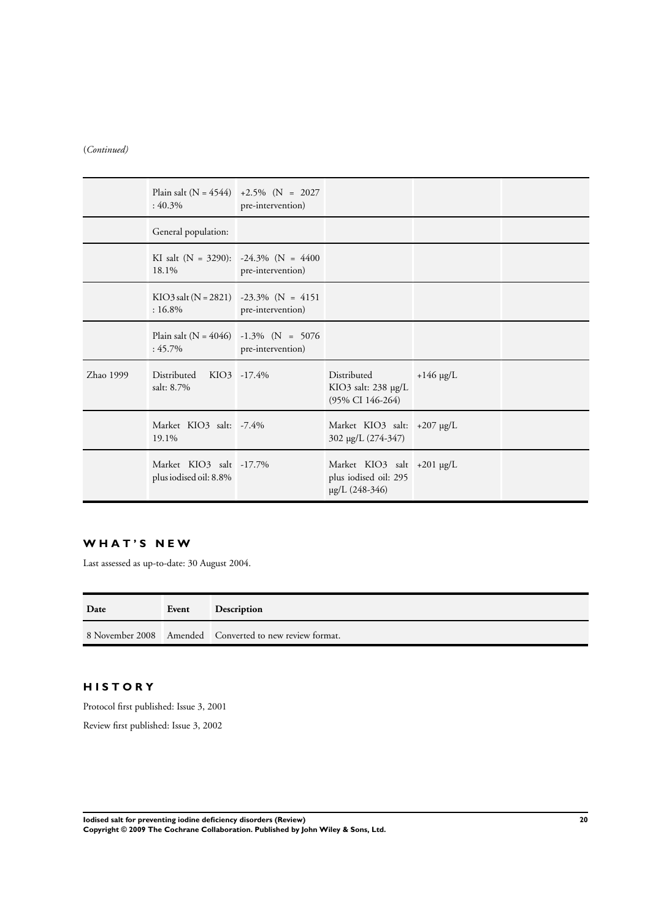(*Continued*)

| | | | | | |
|---|---|---|---|---|---|
| | Plain salt (N = 4544) : 40.3% | +2.5% (N = 2027 pre-intervention) | | | |
| | General population: | | | | |
| | KI salt (N = 3290): 18.1% | -24.3% (N = 4400 pre-intervention) | | | |
| | KIO3 salt (N = 2821) : 16.8% | -23.3% (N = 4151 pre-intervention) | | | |
| | Plain salt (N = 4046) : 45.7% | -1.3% (N = 5076 pre-intervention) | | | |
| Zhao 1999 | Distributed KIO3 salt: 8.7% | -17.4% | Distributed KIO3 salt: 238 µg/L (95% CI 146-264) | +146 µg/L | |
| | Market KIO3 salt: 19.1% | -7.4% | Market KIO3 salt: 302 µg/L (274-347) | +207 µg/L | |
| | Market KIO3 salt plus iodised oil: 8.8% | -17.7% | Market KIO3 salt plus iodised oil: 295 µg/L (248-346) | +201 µg/L | |

## WHAT'S NEW

Last assessed as up-to-date: 30 August 2004.

| Date | Event | Description |
|---|---|---|
| 8 November 2008 | Amended | Converted to new review format. |

## HISTORY

Protocol first published: Issue 3, 2001

Review first published: Issue 3, 2002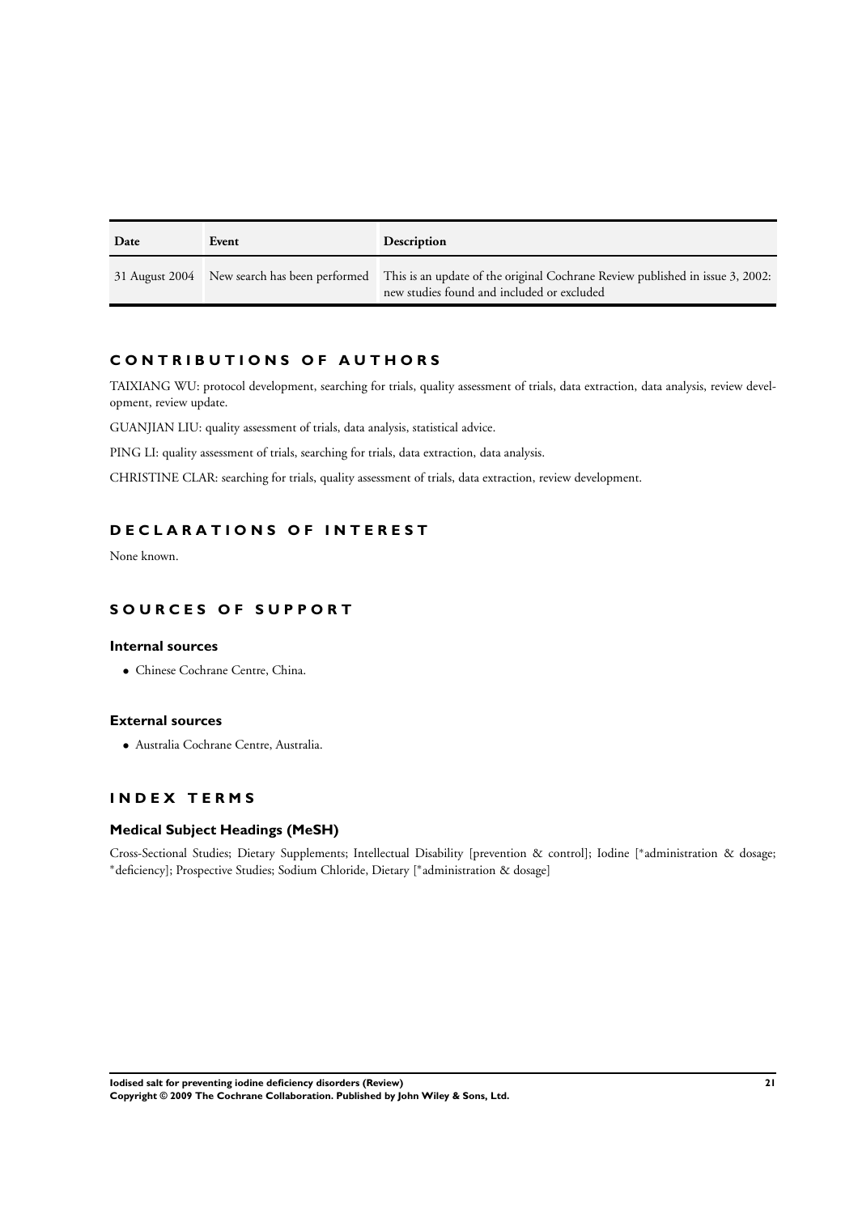| Date | Event | Description |
|---|---|---|
| 31 August 2004 | New search has been performed | This is an update of the original Cochrane Review published in issue 3, 2002: new studies found and included or excluded |

## CONTRIBUTIONS OF AUTHORS

TAIXIANG WU: protocol development, searching for trials, quality assessment of trials, data extraction, data analysis, review development, review update.

GUANJIAN LIU: quality assessment of trials, data analysis, statistical advice.

PING LI: quality assessment of trials, searching for trials, data extraction, data analysis.

CHRISTINE CLAR: searching for trials, quality assessment of trials, data extraction, review development.

## DECLARATIONS OF INTEREST

None known.

## SOURCES OF SUPPORT

### Internal sources

- Chinese Cochrane Centre, China.

### External sources

- Australia Cochrane Centre, Australia.

## INDEX TERMS

### Medical Subject Headings (MeSH)

Cross-Sectional Studies; Dietary Supplements; Intellectual Disability [prevention & control]; Iodine [*administration & dosage; *deficiency]; Prospective Studies; Sodium Chloride, Dietary [*administration & dosage]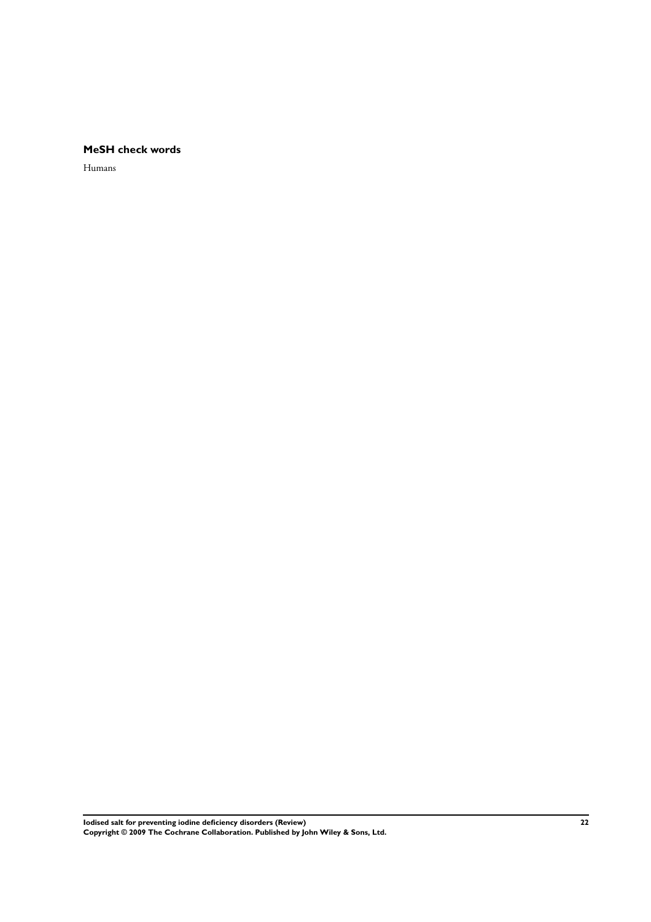### MeSH check words

Humans